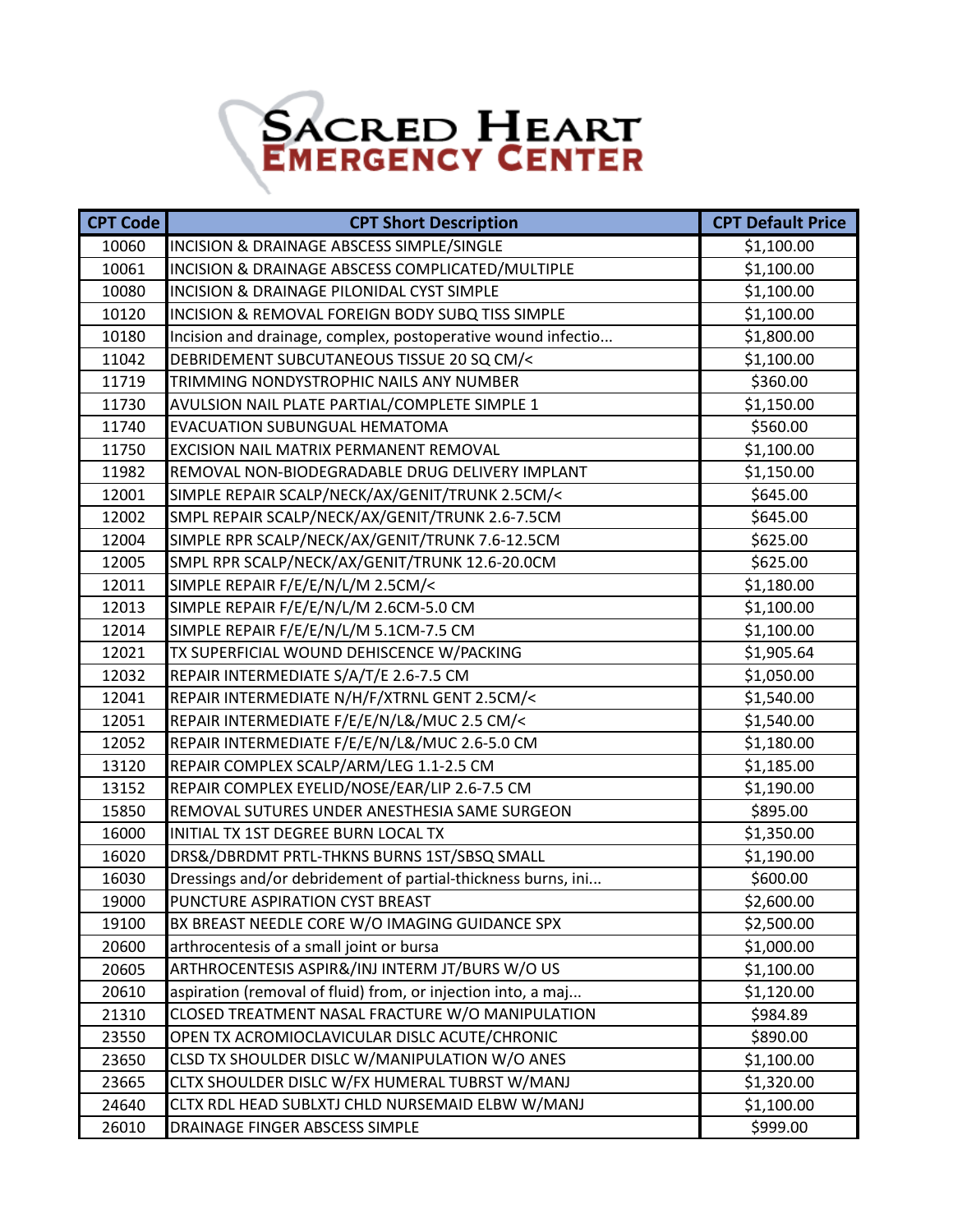# Sacred Heart Emergency Center

| CPT Code | CPT Short Description | CPT Default Price |
|---|---|---|
| 10060 | INCISION & DRAINAGE ABSCESS SIMPLE/SINGLE | $1,100.00 |
| 10061 | INCISION & DRAINAGE ABSCESS COMPLICATED/MULTIPLE | $1,100.00 |
| 10080 | INCISION & DRAINAGE PILONIDAL CYST SIMPLE | $1,100.00 |
| 10120 | INCISION & REMOVAL FOREIGN BODY SUBQ TISS SIMPLE | $1,100.00 |
| 10180 | Incision and drainage, complex, postoperative wound infectio... | $1,800.00 |
| 11042 | DEBRIDEMENT SUBCUTANEOUS TISSUE 20 SQ CM/< | $1,100.00 |
| 11719 | TRIMMING NONDYSTROPHIC NAILS ANY NUMBER | $360.00 |
| 11730 | AVULSION NAIL PLATE PARTIAL/COMPLETE SIMPLE 1 | $1,150.00 |
| 11740 | EVACUATION SUBUNGUAL HEMATOMA | $560.00 |
| 11750 | EXCISION NAIL MATRIX PERMANENT REMOVAL | $1,100.00 |
| 11982 | REMOVAL NON-BIODEGRADABLE DRUG DELIVERY IMPLANT | $1,150.00 |
| 12001 | SIMPLE REPAIR SCALP/NECK/AX/GENIT/TRUNK 2.5CM/< | $645.00 |
| 12002 | SMPL REPAIR SCALP/NECK/AX/GENIT/TRUNK 2.6-7.5CM | $645.00 |
| 12004 | SIMPLE RPR SCALP/NECK/AX/GENIT/TRUNK 7.6-12.5CM | $625.00 |
| 12005 | SMPL RPR SCALP/NECK/AX/GENIT/TRUNK 12.6-20.0CM | $625.00 |
| 12011 | SIMPLE REPAIR F/E/E/N/L/M 2.5CM/< | $1,180.00 |
| 12013 | SIMPLE REPAIR F/E/E/N/L/M 2.6CM-5.0 CM | $1,100.00 |
| 12014 | SIMPLE REPAIR F/E/E/N/L/M 5.1CM-7.5 CM | $1,100.00 |
| 12021 | TX SUPERFICIAL WOUND DEHISCENCE W/PACKING | $1,905.64 |
| 12032 | REPAIR INTERMEDIATE S/A/T/E 2.6-7.5 CM | $1,050.00 |
| 12041 | REPAIR INTERMEDIATE N/H/F/XTRNL GENT 2.5CM/< | $1,540.00 |
| 12051 | REPAIR INTERMEDIATE F/E/E/N/L&/MUC 2.5 CM/< | $1,540.00 |
| 12052 | REPAIR INTERMEDIATE F/E/E/N/L&/MUC 2.6-5.0 CM | $1,180.00 |
| 13120 | REPAIR COMPLEX SCALP/ARM/LEG 1.1-2.5 CM | $1,185.00 |
| 13152 | REPAIR COMPLEX EYELID/NOSE/EAR/LIP 2.6-7.5 CM | $1,190.00 |
| 15850 | REMOVAL SUTURES UNDER ANESTHESIA SAME SURGEON | $895.00 |
| 16000 | INITIAL TX 1ST DEGREE BURN LOCAL TX | $1,350.00 |
| 16020 | DRS&/DBRDMT PRTL-THKNS BURNS 1ST/SBSQ SMALL | $1,190.00 |
| 16030 | Dressings and/or debridement of partial-thickness burns, ini... | $600.00 |
| 19000 | PUNCTURE ASPIRATION CYST BREAST | $2,600.00 |
| 19100 | BX BREAST NEEDLE CORE W/O IMAGING GUIDANCE SPX | $2,500.00 |
| 20600 | arthrocentesis of a small joint or bursa | $1,000.00 |
| 20605 | ARTHROCENTESIS ASPIR&/INJ INTERM JT/BURS W/O US | $1,100.00 |
| 20610 | aspiration (removal of fluid) from, or injection into, a maj... | $1,120.00 |
| 21310 | CLOSED TREATMENT NASAL FRACTURE W/O MANIPULATION | $984.89 |
| 23550 | OPEN TX ACROMIOCLAVICULAR DISLC ACUTE/CHRONIC | $890.00 |
| 23650 | CLSD TX SHOULDER DISLC W/MANIPULATION W/O ANES | $1,100.00 |
| 23665 | CLTX SHOULDER DISLC W/FX HUMERAL TUBRST W/MANJ | $1,320.00 |
| 24640 | CLTX RDL HEAD SUBLXTJ CHLD NURSEMAID ELBW W/MANJ | $1,100.00 |
| 26010 | DRAINAGE FINGER ABSCESS SIMPLE | $999.00 |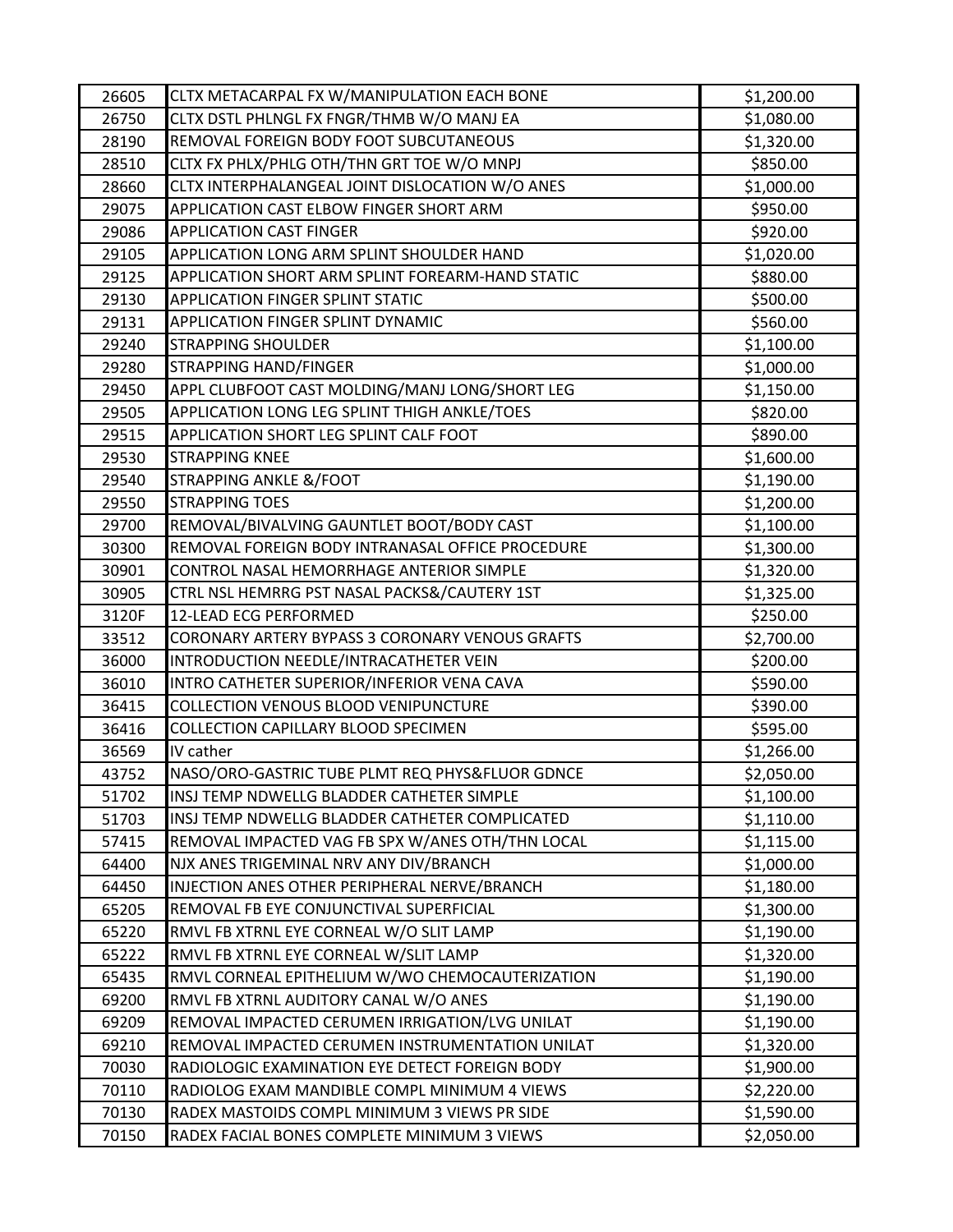| | | |
|---|---|---|
| 26605 | CLTX METACARPAL FX W/MANIPULATION EACH BONE | $1,200.00 |
| 26750 | CLTX DSTL PHLNGL FX FNGR/THMB W/O MANJ EA | $1,080.00 |
| 28190 | REMOVAL FOREIGN BODY FOOT SUBCUTANEOUS | $1,320.00 |
| 28510 | CLTX FX PHLX/PHLG OTH/THN GRT TOE W/O MNPJ | $850.00 |
| 28660 | CLTX INTERPHALANGEAL JOINT DISLOCATION W/O ANES | $1,000.00 |
| 29075 | APPLICATION CAST ELBOW FINGER SHORT ARM | $950.00 |
| 29086 | APPLICATION CAST FINGER | $920.00 |
| 29105 | APPLICATION LONG ARM SPLINT SHOULDER HAND | $1,020.00 |
| 29125 | APPLICATION SHORT ARM SPLINT FOREARM-HAND STATIC | $880.00 |
| 29130 | APPLICATION FINGER SPLINT STATIC | $500.00 |
| 29131 | APPLICATION FINGER SPLINT DYNAMIC | $560.00 |
| 29240 | STRAPPING SHOULDER | $1,100.00 |
| 29280 | STRAPPING HAND/FINGER | $1,000.00 |
| 29450 | APPL CLUBFOOT CAST MOLDING/MANJ LONG/SHORT LEG | $1,150.00 |
| 29505 | APPLICATION LONG LEG SPLINT THIGH ANKLE/TOES | $820.00 |
| 29515 | APPLICATION SHORT LEG SPLINT CALF FOOT | $890.00 |
| 29530 | STRAPPING KNEE | $1,600.00 |
| 29540 | STRAPPING ANKLE &/FOOT | $1,190.00 |
| 29550 | STRAPPING TOES | $1,200.00 |
| 29700 | REMOVAL/BIVALVING GAUNTLET BOOT/BODY CAST | $1,100.00 |
| 30300 | REMOVAL FOREIGN BODY INTRANASAL OFFICE PROCEDURE | $1,300.00 |
| 30901 | CONTROL NASAL HEMORRHAGE ANTERIOR SIMPLE | $1,320.00 |
| 30905 | CTRL NSL HEMRRG PST NASAL PACKS&/CAUTERY 1ST | $1,325.00 |
| 3120F | 12-LEAD ECG PERFORMED | $250.00 |
| 33512 | CORONARY ARTERY BYPASS 3 CORONARY VENOUS GRAFTS | $2,700.00 |
| 36000 | INTRODUCTION NEEDLE/INTRACATHETER VEIN | $200.00 |
| 36010 | INTRO CATHETER SUPERIOR/INFERIOR VENA CAVA | $590.00 |
| 36415 | COLLECTION VENOUS BLOOD VENIPUNCTURE | $390.00 |
| 36416 | COLLECTION CAPILLARY BLOOD SPECIMEN | $595.00 |
| 36569 | IV cather | $1,266.00 |
| 43752 | NASO/ORO-GASTRIC TUBE PLMT REQ PHYS&FLUOR GDNCE | $2,050.00 |
| 51702 | INSJ TEMP NDWELLG BLADDER CATHETER SIMPLE | $1,100.00 |
| 51703 | INSJ TEMP NDWELLG BLADDER CATHETER COMPLICATED | $1,110.00 |
| 57415 | REMOVAL IMPACTED VAG FB SPX W/ANES OTH/THN LOCAL | $1,115.00 |
| 64400 | NJX ANES TRIGEMINAL NRV ANY DIV/BRANCH | $1,000.00 |
| 64450 | INJECTION ANES OTHER PERIPHERAL NERVE/BRANCH | $1,180.00 |
| 65205 | REMOVAL FB EYE CONJUNCTIVAL SUPERFICIAL | $1,300.00 |
| 65220 | RMVL FB XTRNL EYE CORNEAL W/O SLIT LAMP | $1,190.00 |
| 65222 | RMVL FB XTRNL EYE CORNEAL W/SLIT LAMP | $1,320.00 |
| 65435 | RMVL CORNEAL EPITHELIUM W/WO CHEMOCAUTERIZATION | $1,190.00 |
| 69200 | RMVL FB XTRNL AUDITORY CANAL W/O ANES | $1,190.00 |
| 69209 | REMOVAL IMPACTED CERUMEN IRRIGATION/LVG UNILAT | $1,190.00 |
| 69210 | REMOVAL IMPACTED CERUMEN INSTRUMENTATION UNILAT | $1,320.00 |
| 70030 | RADIOLOGIC EXAMINATION EYE DETECT FOREIGN BODY | $1,900.00 |
| 70110 | RADIOLOG EXAM MANDIBLE COMPL MINIMUM 4 VIEWS | $2,220.00 |
| 70130 | RADEX MASTOIDS COMPL MINIMUM 3 VIEWS PR SIDE | $1,590.00 |
| 70150 | RADEX FACIAL BONES COMPLETE MINIMUM 3 VIEWS | $2,050.00 |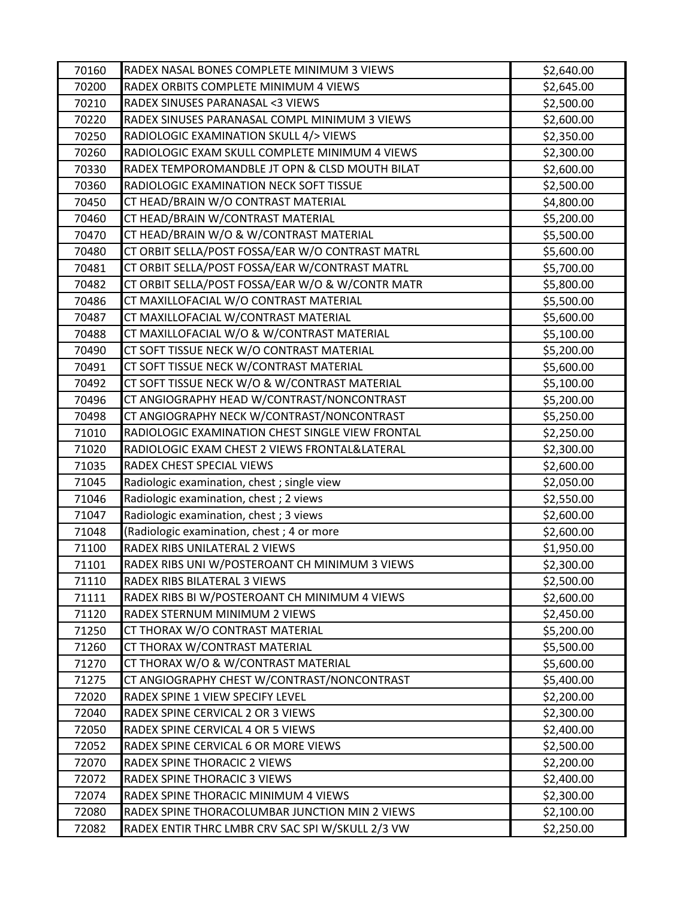| | | |
|---|---|---|
| 70160 | RADEX NASAL BONES COMPLETE MINIMUM 3 VIEWS | $2,640.00 |
| 70200 | RADEX ORBITS COMPLETE MINIMUM 4 VIEWS | $2,645.00 |
| 70210 | RADEX SINUSES PARANASAL <3 VIEWS | $2,500.00 |
| 70220 | RADEX SINUSES PARANASAL COMPL MINIMUM 3 VIEWS | $2,600.00 |
| 70250 | RADIOLOGIC EXAMINATION SKULL 4/> VIEWS | $2,350.00 |
| 70260 | RADIOLOGIC EXAM SKULL COMPLETE MINIMUM 4 VIEWS | $2,300.00 |
| 70330 | RADEX TEMPOROMANDBLE JT OPN & CLSD MOUTH BILAT | $2,600.00 |
| 70360 | RADIOLOGIC EXAMINATION NECK SOFT TISSUE | $2,500.00 |
| 70450 | CT HEAD/BRAIN W/O CONTRAST MATERIAL | $4,800.00 |
| 70460 | CT HEAD/BRAIN W/CONTRAST MATERIAL | $5,200.00 |
| 70470 | CT HEAD/BRAIN W/O & W/CONTRAST MATERIAL | $5,500.00 |
| 70480 | CT ORBIT SELLA/POST FOSSA/EAR W/O CONTRAST MATRL | $5,600.00 |
| 70481 | CT ORBIT SELLA/POST FOSSA/EAR W/CONTRAST MATRL | $5,700.00 |
| 70482 | CT ORBIT SELLA/POST FOSSA/EAR W/O & W/CONTR MATR | $5,800.00 |
| 70486 | CT MAXILLOFACIAL W/O CONTRAST MATERIAL | $5,500.00 |
| 70487 | CT MAXILLOFACIAL W/CONTRAST MATERIAL | $5,600.00 |
| 70488 | CT MAXILLOFACIAL W/O & W/CONTRAST MATERIAL | $5,100.00 |
| 70490 | CT SOFT TISSUE NECK W/O CONTRAST MATERIAL | $5,200.00 |
| 70491 | CT SOFT TISSUE NECK W/CONTRAST MATERIAL | $5,600.00 |
| 70492 | CT SOFT TISSUE NECK W/O & W/CONTRAST MATERIAL | $5,100.00 |
| 70496 | CT ANGIOGRAPHY HEAD W/CONTRAST/NONCONTRAST | $5,200.00 |
| 70498 | CT ANGIOGRAPHY NECK W/CONTRAST/NONCONTRAST | $5,250.00 |
| 71010 | RADIOLOGIC EXAMINATION CHEST SINGLE VIEW FRONTAL | $2,250.00 |
| 71020 | RADIOLOGIC EXAM CHEST 2 VIEWS FRONTAL&LATERAL | $2,300.00 |
| 71035 | RADEX CHEST SPECIAL VIEWS | $2,600.00 |
| 71045 | Radiologic examination, chest ; single view | $2,050.00 |
| 71046 | Radiologic examination, chest ; 2 views | $2,550.00 |
| 71047 | Radiologic examination, chest ; 3 views | $2,600.00 |
| 71048 | (Radiologic examination, chest ; 4 or more | $2,600.00 |
| 71100 | RADEX RIBS UNILATERAL 2 VIEWS | $1,950.00 |
| 71101 | RADEX RIBS UNI W/POSTEROANT CH MINIMUM 3 VIEWS | $2,300.00 |
| 71110 | RADEX RIBS BILATERAL 3 VIEWS | $2,500.00 |
| 71111 | RADEX RIBS BI W/POSTEROANT CH MINIMUM 4 VIEWS | $2,600.00 |
| 71120 | RADEX STERNUM MINIMUM 2 VIEWS | $2,450.00 |
| 71250 | CT THORAX W/O CONTRAST MATERIAL | $5,200.00 |
| 71260 | CT THORAX W/CONTRAST MATERIAL | $5,500.00 |
| 71270 | CT THORAX W/O & W/CONTRAST MATERIAL | $5,600.00 |
| 71275 | CT ANGIOGRAPHY CHEST W/CONTRAST/NONCONTRAST | $5,400.00 |
| 72020 | RADEX SPINE 1 VIEW SPECIFY LEVEL | $2,200.00 |
| 72040 | RADEX SPINE CERVICAL 2 OR 3 VIEWS | $2,300.00 |
| 72050 | RADEX SPINE CERVICAL 4 OR 5 VIEWS | $2,400.00 |
| 72052 | RADEX SPINE CERVICAL 6 OR MORE VIEWS | $2,500.00 |
| 72070 | RADEX SPINE THORACIC 2 VIEWS | $2,200.00 |
| 72072 | RADEX SPINE THORACIC 3 VIEWS | $2,400.00 |
| 72074 | RADEX SPINE THORACIC MINIMUM 4 VIEWS | $2,300.00 |
| 72080 | RADEX SPINE THORACOLUMBAR JUNCTION MIN 2 VIEWS | $2,100.00 |
| 72082 | RADEX ENTIR THRC LMBR CRV SAC SPI W/SKULL 2/3 VW | $2,250.00 |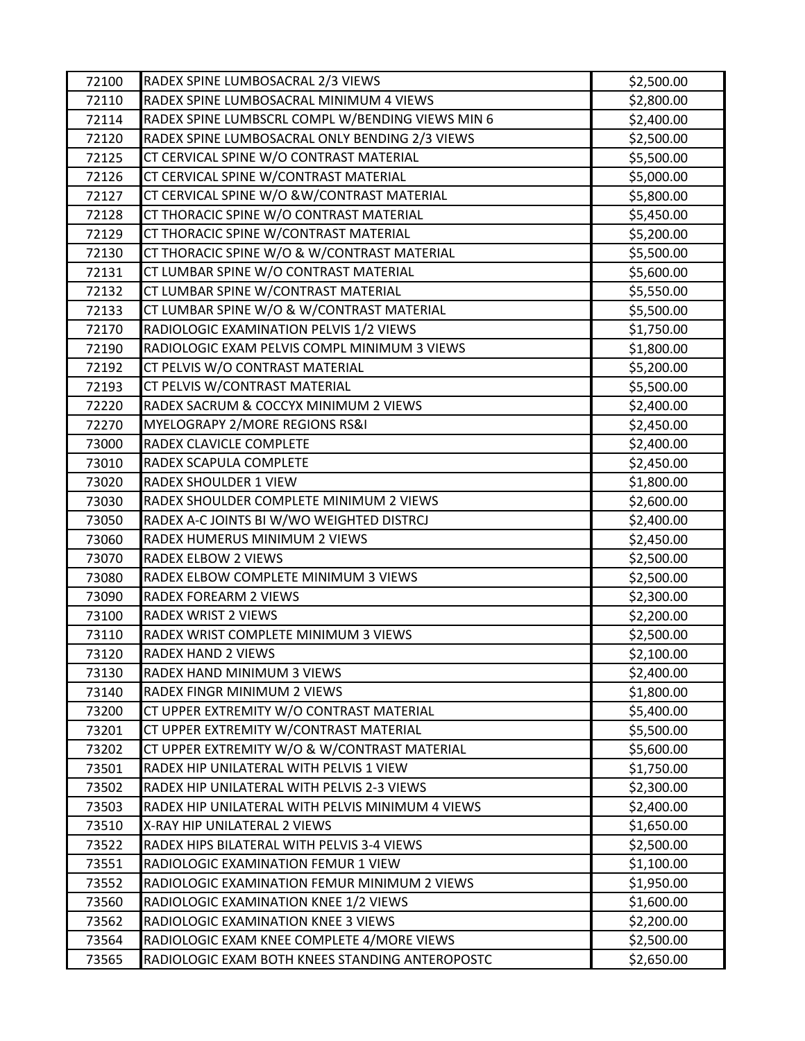| 72100 | RADEX SPINE LUMBOSACRAL 2/3 VIEWS | $2,500.00 |
|---|---|---|
| 72110 | RADEX SPINE LUMBOSACRAL MINIMUM 4 VIEWS | $2,800.00 |
| 72114 | RADEX SPINE LUMBSCRL COMPL W/BENDING VIEWS MIN 6 | $2,400.00 |
| 72120 | RADEX SPINE LUMBOSACRAL ONLY BENDING 2/3 VIEWS | $2,500.00 |
| 72125 | CT CERVICAL SPINE W/O CONTRAST MATERIAL | $5,500.00 |
| 72126 | CT CERVICAL SPINE W/CONTRAST MATERIAL | $5,000.00 |
| 72127 | CT CERVICAL SPINE W/O &W/CONTRAST MATERIAL | $5,800.00 |
| 72128 | CT THORACIC SPINE W/O CONTRAST MATERIAL | $5,450.00 |
| 72129 | CT THORACIC SPINE W/CONTRAST MATERIAL | $5,200.00 |
| 72130 | CT THORACIC SPINE W/O & W/CONTRAST MATERIAL | $5,500.00 |
| 72131 | CT LUMBAR SPINE W/O CONTRAST MATERIAL | $5,600.00 |
| 72132 | CT LUMBAR SPINE W/CONTRAST MATERIAL | $5,550.00 |
| 72133 | CT LUMBAR SPINE W/O & W/CONTRAST MATERIAL | $5,500.00 |
| 72170 | RADIOLOGIC EXAMINATION PELVIS 1/2 VIEWS | $1,750.00 |
| 72190 | RADIOLOGIC EXAM PELVIS COMPL MINIMUM 3 VIEWS | $1,800.00 |
| 72192 | CT PELVIS W/O CONTRAST MATERIAL | $5,200.00 |
| 72193 | CT PELVIS W/CONTRAST MATERIAL | $5,500.00 |
| 72220 | RADEX SACRUM & COCCYX MINIMUM 2 VIEWS | $2,400.00 |
| 72270 | MYELOGRAPY 2/MORE REGIONS RS&I | $2,450.00 |
| 73000 | RADEX CLAVICLE COMPLETE | $2,400.00 |
| 73010 | RADEX SCAPULA COMPLETE | $2,450.00 |
| 73020 | RADEX SHOULDER 1 VIEW | $1,800.00 |
| 73030 | RADEX SHOULDER COMPLETE MINIMUM 2 VIEWS | $2,600.00 |
| 73050 | RADEX A-C JOINTS BI W/WO WEIGHTED DISTRCJ | $2,400.00 |
| 73060 | RADEX HUMERUS MINIMUM 2 VIEWS | $2,450.00 |
| 73070 | RADEX ELBOW 2 VIEWS | $2,500.00 |
| 73080 | RADEX ELBOW COMPLETE MINIMUM 3 VIEWS | $2,500.00 |
| 73090 | RADEX FOREARM 2 VIEWS | $2,300.00 |
| 73100 | RADEX WRIST 2 VIEWS | $2,200.00 |
| 73110 | RADEX WRIST COMPLETE MINIMUM 3 VIEWS | $2,500.00 |
| 73120 | RADEX HAND 2 VIEWS | $2,100.00 |
| 73130 | RADEX HAND MINIMUM 3 VIEWS | $2,400.00 |
| 73140 | RADEX FINGR MINIMUM 2 VIEWS | $1,800.00 |
| 73200 | CT UPPER EXTREMITY W/O CONTRAST MATERIAL | $5,400.00 |
| 73201 | CT UPPER EXTREMITY W/CONTRAST MATERIAL | $5,500.00 |
| 73202 | CT UPPER EXTREMITY W/O & W/CONTRAST MATERIAL | $5,600.00 |
| 73501 | RADEX HIP UNILATERAL WITH PELVIS 1 VIEW | $1,750.00 |
| 73502 | RADEX HIP UNILATERAL WITH PELVIS 2-3 VIEWS | $2,300.00 |
| 73503 | RADEX HIP UNILATERAL WITH PELVIS MINIMUM 4 VIEWS | $2,400.00 |
| 73510 | X-RAY HIP UNILATERAL 2 VIEWS | $1,650.00 |
| 73522 | RADEX HIPS BILATERAL WITH PELVIS 3-4 VIEWS | $2,500.00 |
| 73551 | RADIOLOGIC EXAMINATION FEMUR 1 VIEW | $1,100.00 |
| 73552 | RADIOLOGIC EXAMINATION FEMUR MINIMUM 2 VIEWS | $1,950.00 |
| 73560 | RADIOLOGIC EXAMINATION KNEE 1/2 VIEWS | $1,600.00 |
| 73562 | RADIOLOGIC EXAMINATION KNEE 3 VIEWS | $2,200.00 |
| 73564 | RADIOLOGIC EXAM KNEE COMPLETE 4/MORE VIEWS | $2,500.00 |
| 73565 | RADIOLOGIC EXAM BOTH KNEES STANDING ANTEROPOSTC | $2,650.00 |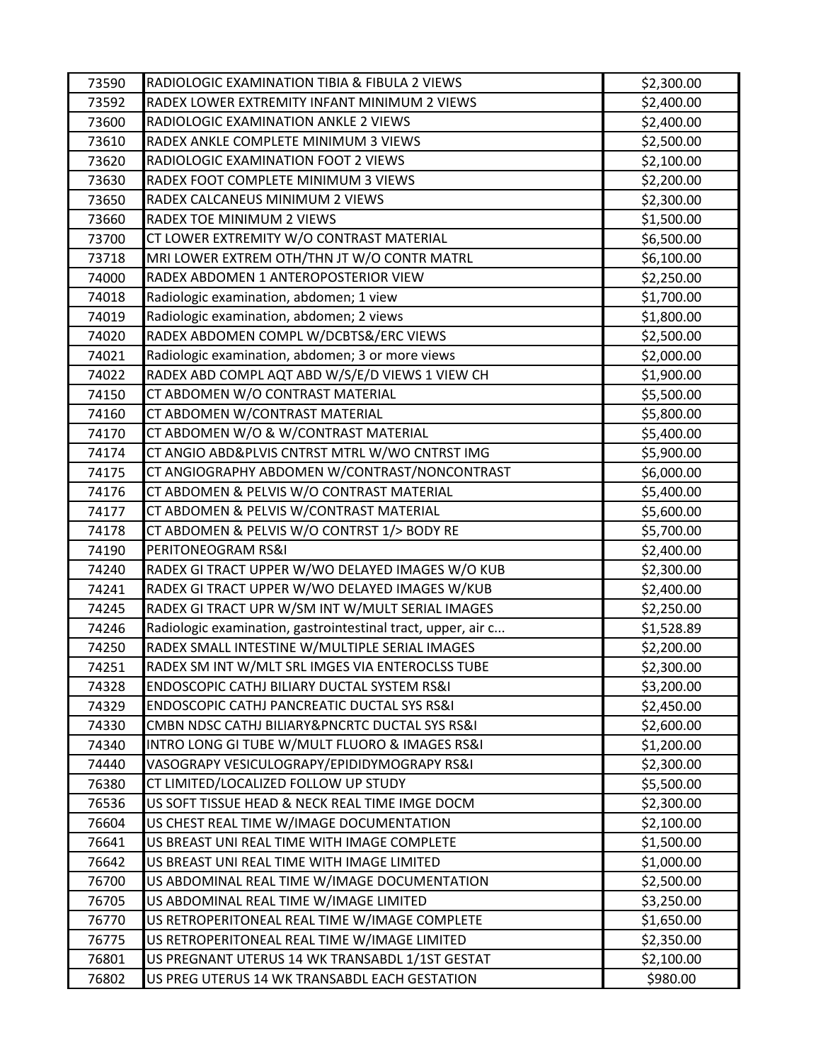| | | |
|---|---|---|
| 73590 | RADIOLOGIC EXAMINATION TIBIA & FIBULA 2 VIEWS | $2,300.00 |
| 73592 | RADEX LOWER EXTREMITY INFANT MINIMUM 2 VIEWS | $2,400.00 |
| 73600 | RADIOLOGIC EXAMINATION ANKLE 2 VIEWS | $2,400.00 |
| 73610 | RADEX ANKLE COMPLETE MINIMUM 3 VIEWS | $2,500.00 |
| 73620 | RADIOLOGIC EXAMINATION FOOT 2 VIEWS | $2,100.00 |
| 73630 | RADEX FOOT COMPLETE MINIMUM 3 VIEWS | $2,200.00 |
| 73650 | RADEX CALCANEUS MINIMUM 2 VIEWS | $2,300.00 |
| 73660 | RADEX TOE MINIMUM 2 VIEWS | $1,500.00 |
| 73700 | CT LOWER EXTREMITY W/O CONTRAST MATERIAL | $6,500.00 |
| 73718 | MRI LOWER EXTREM OTH/THN JT W/O CONTR MATRL | $6,100.00 |
| 74000 | RADEX ABDOMEN 1 ANTEROPOSTERIOR VIEW | $2,250.00 |
| 74018 | Radiologic examination, abdomen; 1 view | $1,700.00 |
| 74019 | Radiologic examination, abdomen; 2 views | $1,800.00 |
| 74020 | RADEX ABDOMEN COMPL W/DCBTS&/ERC VIEWS | $2,500.00 |
| 74021 | Radiologic examination, abdomen; 3 or more views | $2,000.00 |
| 74022 | RADEX ABD COMPL AQT ABD W/S/E/D VIEWS 1 VIEW CH | $1,900.00 |
| 74150 | CT ABDOMEN W/O CONTRAST MATERIAL | $5,500.00 |
| 74160 | CT ABDOMEN W/CONTRAST MATERIAL | $5,800.00 |
| 74170 | CT ABDOMEN W/O & W/CONTRAST MATERIAL | $5,400.00 |
| 74174 | CT ANGIO ABD&PLVIS CNTRST MTRL W/WO CNTRST IMG | $5,900.00 |
| 74175 | CT ANGIOGRAPHY ABDOMEN W/CONTRAST/NONCONTRAST | $6,000.00 |
| 74176 | CT ABDOMEN & PELVIS W/O CONTRAST MATERIAL | $5,400.00 |
| 74177 | CT ABDOMEN & PELVIS W/CONTRAST MATERIAL | $5,600.00 |
| 74178 | CT ABDOMEN & PELVIS W/O CONTRST 1/> BODY RE | $5,700.00 |
| 74190 | PERITONEOGRAM RS&I | $2,400.00 |
| 74240 | RADEX GI TRACT UPPER W/WO DELAYED IMAGES W/O KUB | $2,300.00 |
| 74241 | RADEX GI TRACT UPPER W/WO DELAYED IMAGES W/KUB | $2,400.00 |
| 74245 | RADEX GI TRACT UPR W/SM INT W/MULT SERIAL IMAGES | $2,250.00 |
| 74246 | Radiologic examination, gastrointestinal tract, upper, air c... | $1,528.89 |
| 74250 | RADEX SMALL INTESTINE W/MULTIPLE SERIAL IMAGES | $2,200.00 |
| 74251 | RADEX SM INT W/MLT SRL IMGES VIA ENTEROCLSS TUBE | $2,300.00 |
| 74328 | ENDOSCOPIC CATHJ BILIARY DUCTAL SYSTEM RS&I | $3,200.00 |
| 74329 | ENDOSCOPIC CATHJ PANCREATIC DUCTAL SYS RS&I | $2,450.00 |
| 74330 | CMBN NDSC CATHJ BILIARY&PNCRTC DUCTAL SYS RS&I | $2,600.00 |
| 74340 | INTRO LONG GI TUBE W/MULT FLUORO & IMAGES RS&I | $1,200.00 |
| 74440 | VASOGRAPY VESICULOGRAPY/EPIDIDYMOGRAPY RS&I | $2,300.00 |
| 76380 | CT LIMITED/LOCALIZED FOLLOW UP STUDY | $5,500.00 |
| 76536 | US SOFT TISSUE HEAD & NECK REAL TIME IMGE DOCM | $2,300.00 |
| 76604 | US CHEST REAL TIME W/IMAGE DOCUMENTATION | $2,100.00 |
| 76641 | US BREAST UNI REAL TIME WITH IMAGE COMPLETE | $1,500.00 |
| 76642 | US BREAST UNI REAL TIME WITH IMAGE LIMITED | $1,000.00 |
| 76700 | US ABDOMINAL REAL TIME W/IMAGE DOCUMENTATION | $2,500.00 |
| 76705 | US ABDOMINAL REAL TIME W/IMAGE LIMITED | $3,250.00 |
| 76770 | US RETROPERITONEAL REAL TIME W/IMAGE COMPLETE | $1,650.00 |
| 76775 | US RETROPERITONEAL REAL TIME W/IMAGE LIMITED | $2,350.00 |
| 76801 | US PREGNANT UTERUS 14 WK TRANSABDL 1/1ST GESTAT | $2,100.00 |
| 76802 | US PREG UTERUS 14 WK TRANSABDL EACH GESTATION | $980.00 |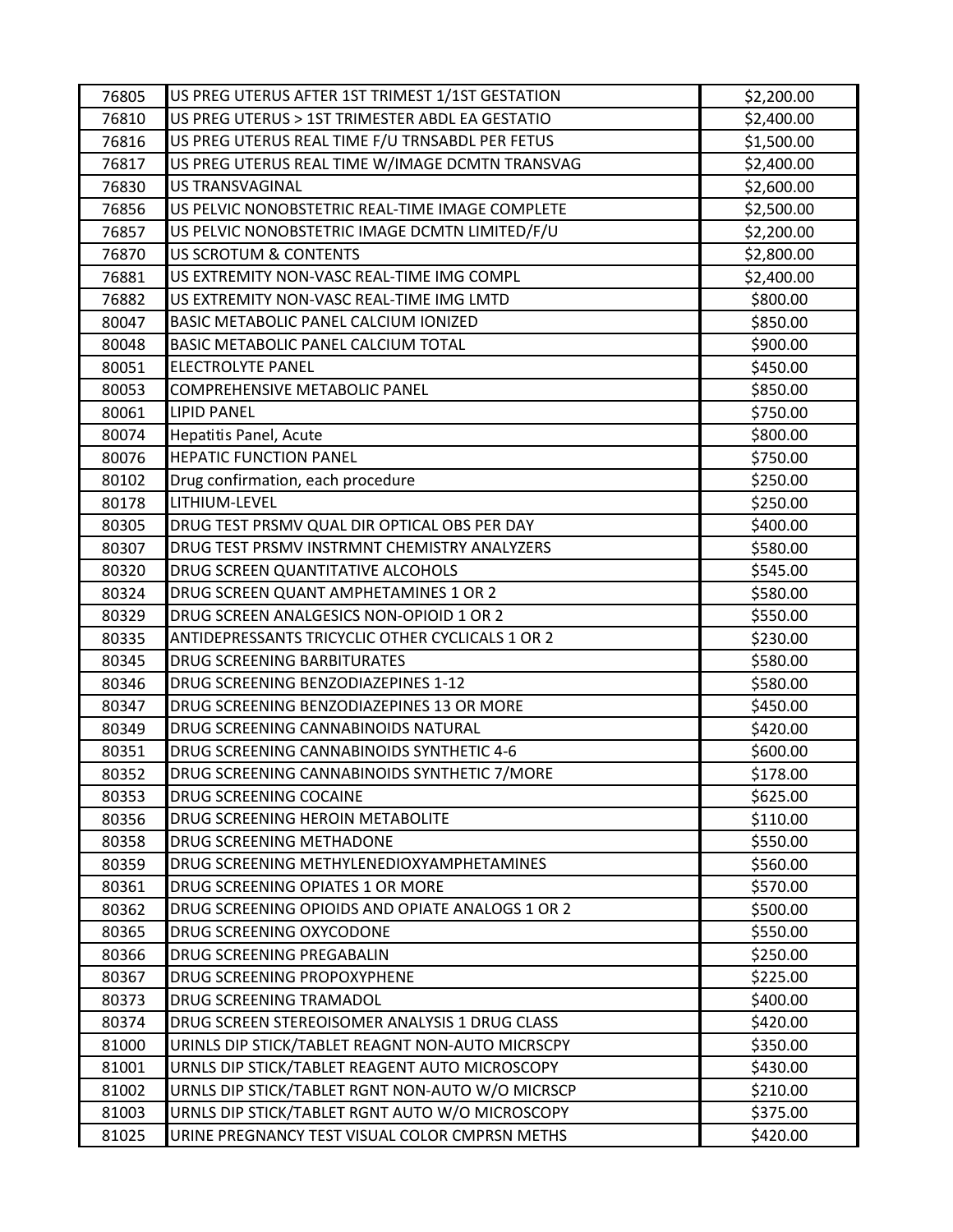| | | |
|---|---|---|
| 76805 | US PREG UTERUS AFTER 1ST TRIMEST 1/1ST GESTATION | $2,200.00 |
| 76810 | US PREG UTERUS > 1ST TRIMESTER ABDL EA GESTATIO | $2,400.00 |
| 76816 | US PREG UTERUS REAL TIME F/U TRNSABDL PER FETUS | $1,500.00 |
| 76817 | US PREG UTERUS REAL TIME W/IMAGE DCMTN TRANSVAG | $2,400.00 |
| 76830 | US TRANSVAGINAL | $2,600.00 |
| 76856 | US PELVIC NONOBSTETRIC REAL-TIME IMAGE COMPLETE | $2,500.00 |
| 76857 | US PELVIC NONOBSTETRIC IMAGE DCMTN LIMITED/F/U | $2,200.00 |
| 76870 | US SCROTUM & CONTENTS | $2,800.00 |
| 76881 | US EXTREMITY NON-VASC REAL-TIME IMG COMPL | $2,400.00 |
| 76882 | US EXTREMITY NON-VASC REAL-TIME IMG LMTD | $800.00 |
| 80047 | BASIC METABOLIC PANEL CALCIUM IONIZED | $850.00 |
| 80048 | BASIC METABOLIC PANEL CALCIUM TOTAL | $900.00 |
| 80051 | ELECTROLYTE PANEL | $450.00 |
| 80053 | COMPREHENSIVE METABOLIC PANEL | $850.00 |
| 80061 | LIPID PANEL | $750.00 |
| 80074 | Hepatitis Panel, Acute | $800.00 |
| 80076 | HEPATIC FUNCTION PANEL | $750.00 |
| 80102 | Drug confirmation, each procedure | $250.00 |
| 80178 | LITHIUM-LEVEL | $250.00 |
| 80305 | DRUG TEST PRSMV QUAL DIR OPTICAL OBS PER DAY | $400.00 |
| 80307 | DRUG TEST PRSMV INSTRMNT CHEMISTRY ANALYZERS | $580.00 |
| 80320 | DRUG SCREEN QUANTITATIVE ALCOHOLS | $545.00 |
| 80324 | DRUG SCREEN QUANT AMPHETAMINES 1 OR 2 | $580.00 |
| 80329 | DRUG SCREEN ANALGESICS NON-OPIOID 1 OR 2 | $550.00 |
| 80335 | ANTIDEPRESSANTS TRICYCLIC OTHER CYCLICALS 1 OR 2 | $230.00 |
| 80345 | DRUG SCREENING BARBITURATES | $580.00 |
| 80346 | DRUG SCREENING BENZODIAZEPINES 1-12 | $580.00 |
| 80347 | DRUG SCREENING BENZODIAZEPINES 13 OR MORE | $450.00 |
| 80349 | DRUG SCREENING CANNABINOIDS NATURAL | $420.00 |
| 80351 | DRUG SCREENING CANNABINOIDS SYNTHETIC 4-6 | $600.00 |
| 80352 | DRUG SCREENING CANNABINOIDS SYNTHETIC 7/MORE | $178.00 |
| 80353 | DRUG SCREENING COCAINE | $625.00 |
| 80356 | DRUG SCREENING HEROIN METABOLITE | $110.00 |
| 80358 | DRUG SCREENING METHADONE | $550.00 |
| 80359 | DRUG SCREENING METHYLENEDIOXYAMPHETAMINES | $560.00 |
| 80361 | DRUG SCREENING OPIATES 1 OR MORE | $570.00 |
| 80362 | DRUG SCREENING OPIOIDS AND OPIATE ANALOGS 1 OR 2 | $500.00 |
| 80365 | DRUG SCREENING OXYCODONE | $550.00 |
| 80366 | DRUG SCREENING PREGABALIN | $250.00 |
| 80367 | DRUG SCREENING PROPOXYPHENE | $225.00 |
| 80373 | DRUG SCREENING TRAMADOL | $400.00 |
| 80374 | DRUG SCREEN STEREOISOMER ANALYSIS 1 DRUG CLASS | $420.00 |
| 81000 | URINLS DIP STICK/TABLET REAGNT NON-AUTO MICRSCPY | $350.00 |
| 81001 | URNLS DIP STICK/TABLET REAGENT AUTO MICROSCOPY | $430.00 |
| 81002 | URNLS DIP STICK/TABLET RGNT NON-AUTO W/O MICRSCP | $210.00 |
| 81003 | URNLS DIP STICK/TABLET RGNT AUTO W/O MICROSCOPY | $375.00 |
| 81025 | URINE PREGNANCY TEST VISUAL COLOR CMPRSN METHS | $420.00 |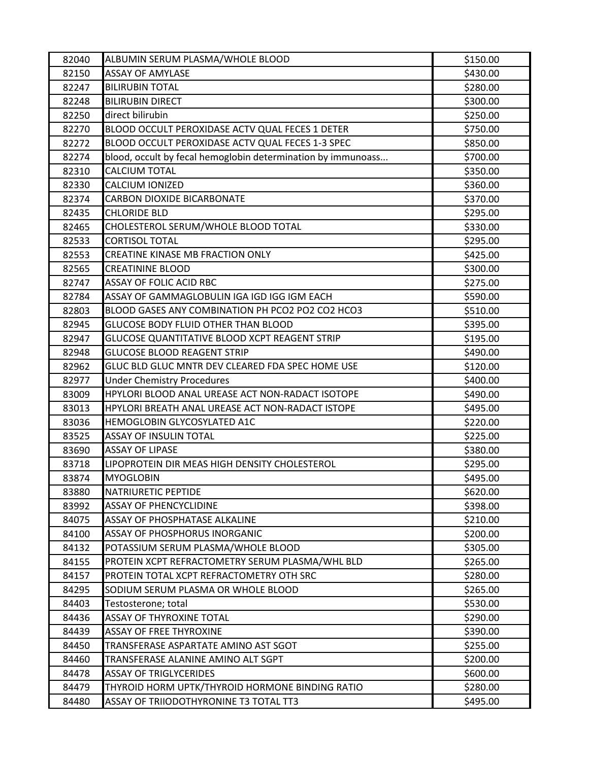| | | |
|---|---|---|
| 82040 | ALBUMIN SERUM PLASMA/WHOLE BLOOD | $150.00 |
| 82150 | ASSAY OF AMYLASE | $430.00 |
| 82247 | BILIRUBIN TOTAL | $280.00 |
| 82248 | BILIRUBIN DIRECT | $300.00 |
| 82250 | direct bilirubin | $250.00 |
| 82270 | BLOOD OCCULT PEROXIDASE ACTV QUAL FECES 1 DETER | $750.00 |
| 82272 | BLOOD OCCULT PEROXIDASE ACTV QUAL FECES 1-3 SPEC | $850.00 |
| 82274 | blood, occult by fecal hemoglobin determination by immunoass... | $700.00 |
| 82310 | CALCIUM TOTAL | $350.00 |
| 82330 | CALCIUM IONIZED | $360.00 |
| 82374 | CARBON DIOXIDE BICARBONATE | $370.00 |
| 82435 | CHLORIDE BLD | $295.00 |
| 82465 | CHOLESTEROL SERUM/WHOLE BLOOD TOTAL | $330.00 |
| 82533 | CORTISOL TOTAL | $295.00 |
| 82553 | CREATINE KINASE MB FRACTION ONLY | $425.00 |
| 82565 | CREATININE BLOOD | $300.00 |
| 82747 | ASSAY OF FOLIC ACID RBC | $275.00 |
| 82784 | ASSAY OF GAMMAGLOBULIN IGA IGD IGG IGM EACH | $590.00 |
| 82803 | BLOOD GASES ANY COMBINATION PH PCO2 PO2 CO2 HCO3 | $510.00 |
| 82945 | GLUCOSE BODY FLUID OTHER THAN BLOOD | $395.00 |
| 82947 | GLUCOSE QUANTITATIVE BLOOD XCPT REAGENT STRIP | $195.00 |
| 82948 | GLUCOSE BLOOD REAGENT STRIP | $490.00 |
| 82962 | GLUC BLD GLUC MNTR DEV CLEARED FDA SPEC HOME USE | $120.00 |
| 82977 | Under Chemistry Procedures | $400.00 |
| 83009 | HPYLORI BLOOD ANAL UREASE ACT NON-RADACT ISOTOPE | $490.00 |
| 83013 | HPYLORI BREATH ANAL UREASE ACT NON-RADACT ISTOPE | $495.00 |
| 83036 | HEMOGLOBIN GLYCOSYLATED A1C | $220.00 |
| 83525 | ASSAY OF INSULIN TOTAL | $225.00 |
| 83690 | ASSAY OF LIPASE | $380.00 |
| 83718 | LIPOPROTEIN DIR MEAS HIGH DENSITY CHOLESTEROL | $295.00 |
| 83874 | MYOGLOBIN | $495.00 |
| 83880 | NATRIURETIC PEPTIDE | $620.00 |
| 83992 | ASSAY OF PHENCYCLIDINE | $398.00 |
| 84075 | ASSAY OF PHOSPHATASE ALKALINE | $210.00 |
| 84100 | ASSAY OF PHOSPHORUS INORGANIC | $200.00 |
| 84132 | POTASSIUM SERUM PLASMA/WHOLE BLOOD | $305.00 |
| 84155 | PROTEIN XCPT REFRACTOMETRY SERUM PLASMA/WHL BLD | $265.00 |
| 84157 | PROTEIN TOTAL XCPT REFRACTOMETRY OTH SRC | $280.00 |
| 84295 | SODIUM SERUM PLASMA OR WHOLE BLOOD | $265.00 |
| 84403 | Testosterone; total | $530.00 |
| 84436 | ASSAY OF THYROXINE TOTAL | $290.00 |
| 84439 | ASSAY OF FREE THYROXINE | $390.00 |
| 84450 | TRANSFERASE ASPARTATE AMINO AST SGOT | $255.00 |
| 84460 | TRANSFERASE ALANINE AMINO ALT SGPT | $200.00 |
| 84478 | ASSAY OF TRIGLYCERIDES | $600.00 |
| 84479 | THYROID HORM UPTK/THYROID HORMONE BINDING RATIO | $280.00 |
| 84480 | ASSAY OF TRIIODOTHYRONINE T3 TOTAL TT3 | $495.00 |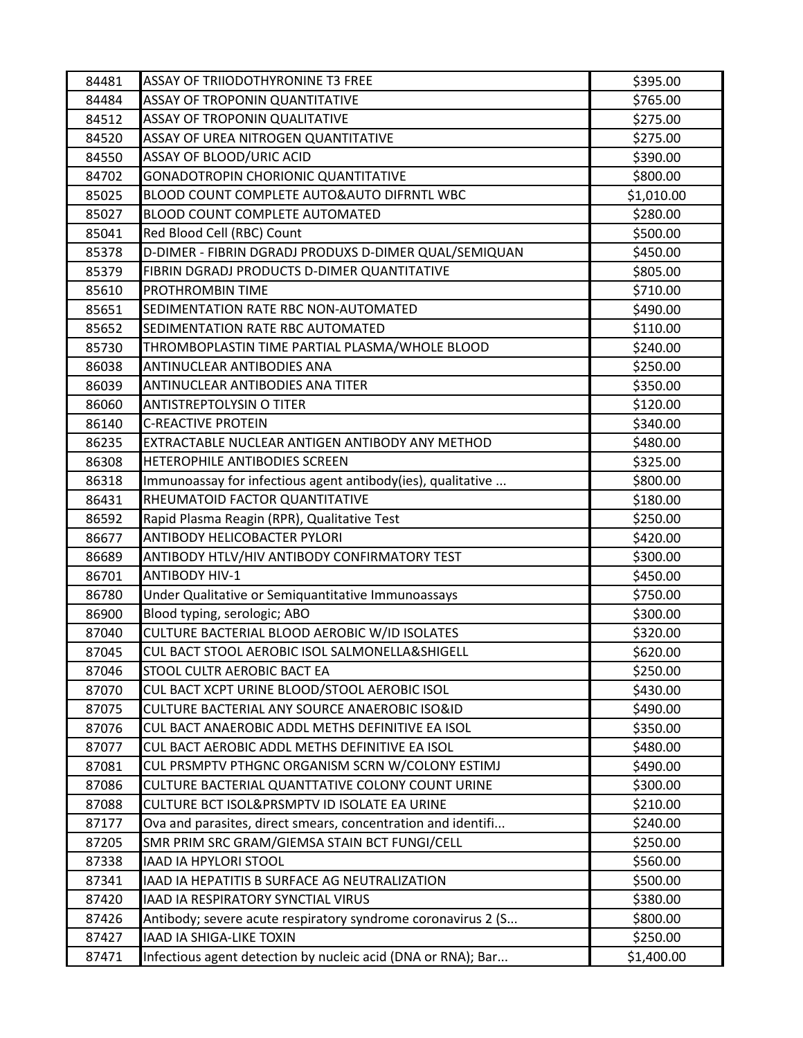| | | |
|---|---|---|
| 84481 | ASSAY OF TRIIODOTHYRONINE T3 FREE | $395.00 |
| 84484 | ASSAY OF TROPONIN QUANTITATIVE | $765.00 |
| 84512 | ASSAY OF TROPONIN QUALITATIVE | $275.00 |
| 84520 | ASSAY OF UREA NITROGEN QUANTITATIVE | $275.00 |
| 84550 | ASSAY OF BLOOD/URIC ACID | $390.00 |
| 84702 | GONADOTROPIN CHORIONIC QUANTITATIVE | $800.00 |
| 85025 | BLOOD COUNT COMPLETE AUTO&AUTO DIFRNTL WBC | $1,010.00 |
| 85027 | BLOOD COUNT COMPLETE AUTOMATED | $280.00 |
| 85041 | Red Blood Cell (RBC) Count | $500.00 |
| 85378 | D-DIMER - FIBRIN DGRADJ PRODUXS D-DIMER QUAL/SEMIQUAN | $450.00 |
| 85379 | FIBRIN DGRADJ PRODUCTS D-DIMER QUANTITATIVE | $805.00 |
| 85610 | PROTHROMBIN TIME | $710.00 |
| 85651 | SEDIMENTATION RATE RBC NON-AUTOMATED | $490.00 |
| 85652 | SEDIMENTATION RATE RBC AUTOMATED | $110.00 |
| 85730 | THROMBOPLASTIN TIME PARTIAL PLASMA/WHOLE BLOOD | $240.00 |
| 86038 | ANTINUCLEAR ANTIBODIES ANA | $250.00 |
| 86039 | ANTINUCLEAR ANTIBODIES ANA TITER | $350.00 |
| 86060 | ANTISTREPTOLYSIN O TITER | $120.00 |
| 86140 | C-REACTIVE PROTEIN | $340.00 |
| 86235 | EXTRACTABLE NUCLEAR ANTIGEN ANTIBODY ANY METHOD | $480.00 |
| 86308 | HETEROPHILE ANTIBODIES SCREEN | $325.00 |
| 86318 | Immunoassay for infectious agent antibody(ies), qualitative ... | $800.00 |
| 86431 | RHEUMATOID FACTOR QUANTITATIVE | $180.00 |
| 86592 | Rapid Plasma Reagin (RPR), Qualitative Test | $250.00 |
| 86677 | ANTIBODY HELICOBACTER PYLORI | $420.00 |
| 86689 | ANTIBODY HTLV/HIV ANTIBODY CONFIRMATORY TEST | $300.00 |
| 86701 | ANTIBODY HIV-1 | $450.00 |
| 86780 | Under Qualitative or Semiquantitative Immunoassays | $750.00 |
| 86900 | Blood typing, serologic; ABO | $300.00 |
| 87040 | CULTURE BACTERIAL BLOOD AEROBIC W/ID ISOLATES | $320.00 |
| 87045 | CUL BACT STOOL AEROBIC ISOL SALMONELLA&SHIGELL | $620.00 |
| 87046 | STOOL CULTR AEROBIC BACT EA | $250.00 |
| 87070 | CUL BACT XCPT URINE BLOOD/STOOL AEROBIC ISOL | $430.00 |
| 87075 | CULTURE BACTERIAL ANY SOURCE ANAEROBIC ISO&ID | $490.00 |
| 87076 | CUL BACT ANAEROBIC ADDL METHS DEFINITIVE EA ISOL | $350.00 |
| 87077 | CUL BACT AEROBIC ADDL METHS DEFINITIVE EA ISOL | $480.00 |
| 87081 | CUL PRSMPTV PTHGNC ORGANISM SCRN W/COLONY ESTIMJ | $490.00 |
| 87086 | CULTURE BACTERIAL QUANTTATIVE COLONY COUNT URINE | $300.00 |
| 87088 | CULTURE BCT ISOL&PRSMPTV ID ISOLATE EA URINE | $210.00 |
| 87177 | Ova and parasites, direct smears, concentration and identifi... | $240.00 |
| 87205 | SMR PRIM SRC GRAM/GIEMSA STAIN BCT FUNGI/CELL | $250.00 |
| 87338 | IAAD IA HPYLORI STOOL | $560.00 |
| 87341 | IAAD IA HEPATITIS B SURFACE AG NEUTRALIZATION | $500.00 |
| 87420 | IAAD IA RESPIRATORY SYNCTIAL VIRUS | $380.00 |
| 87426 | Antibody; severe acute respiratory syndrome coronavirus 2 (S... | $800.00 |
| 87427 | IAAD IA SHIGA-LIKE TOXIN | $250.00 |
| 87471 | Infectious agent detection by nucleic acid (DNA or RNA); Bar... | $1,400.00 |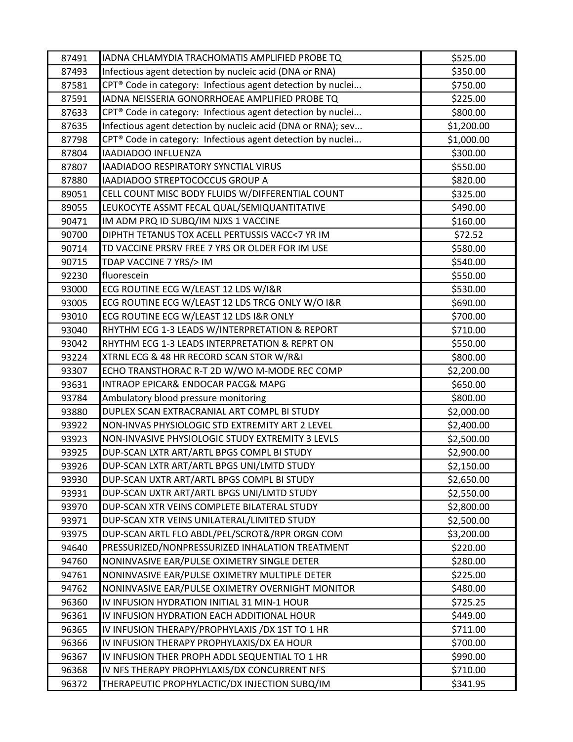| | | |
|---|---|---|
| 87491 | IADNA CHLAMYDIA TRACHOMATIS AMPLIFIED PROBE TQ | $525.00 |
| 87493 | Infectious agent detection by nucleic acid (DNA or RNA) | $350.00 |
| 87581 | CPT® Code in category: Infectious agent detection by nuclei... | $750.00 |
| 87591 | IADNA NEISSERIA GONORRHOEAE AMPLIFIED PROBE TQ | $225.00 |
| 87633 | CPT® Code in category: Infectious agent detection by nuclei... | $800.00 |
| 87635 | Infectious agent detection by nucleic acid (DNA or RNA); sev... | $1,200.00 |
| 87798 | CPT® Code in category: Infectious agent detection by nuclei... | $1,000.00 |
| 87804 | IAADIADOO INFLUENZA | $300.00 |
| 87807 | IAADIADOO RESPIRATORY SYNCTIAL VIRUS | $550.00 |
| 87880 | IAADIADOO STREPTOCOCCUS GROUP A | $820.00 |
| 89051 | CELL COUNT MISC BODY FLUIDS W/DIFFERENTIAL COUNT | $325.00 |
| 89055 | LEUKOCYTE ASSMT FECAL QUAL/SEMIQUANTITATIVE | $490.00 |
| 90471 | IM ADM PRQ ID SUBQ/IM NJXS 1 VACCINE | $160.00 |
| 90700 | DIPHTH TETANUS TOX ACELL PERTUSSIS VACC<7 YR IM | $72.52 |
| 90714 | TD VACCINE PRSRV FREE 7 YRS OR OLDER FOR IM USE | $580.00 |
| 90715 | TDAP VACCINE 7 YRS/> IM | $540.00 |
| 92230 | fluorescein | $550.00 |
| 93000 | ECG ROUTINE ECG W/LEAST 12 LDS W/I&R | $530.00 |
| 93005 | ECG ROUTINE ECG W/LEAST 12 LDS TRCG ONLY W/O I&R | $690.00 |
| 93010 | ECG ROUTINE ECG W/LEAST 12 LDS I&R ONLY | $700.00 |
| 93040 | RHYTHM ECG 1-3 LEADS W/INTERPRETATION & REPORT | $710.00 |
| 93042 | RHYTHM ECG 1-3 LEADS INTERPRETATION & REPRT ON | $550.00 |
| 93224 | XTRNL ECG & 48 HR RECORD SCAN STOR W/R&I | $800.00 |
| 93307 | ECHO TRANSTHORAC R-T 2D W/WO M-MODE REC COMP | $2,200.00 |
| 93631 | INTRAOP EPICAR& ENDOCAR PACG& MAPG | $650.00 |
| 93784 | Ambulatory blood pressure monitoring | $800.00 |
| 93880 | DUPLEX SCAN EXTRACRANIAL ART COMPL BI STUDY | $2,000.00 |
| 93922 | NON-INVAS PHYSIOLOGIC STD EXTREMITY ART 2 LEVEL | $2,400.00 |
| 93923 | NON-INVASIVE PHYSIOLOGIC STUDY EXTREMITY 3 LEVLS | $2,500.00 |
| 93925 | DUP-SCAN LXTR ART/ARTL BPGS COMPL BI STUDY | $2,900.00 |
| 93926 | DUP-SCAN LXTR ART/ARTL BPGS UNI/LMTD STUDY | $2,150.00 |
| 93930 | DUP-SCAN UXTR ART/ARTL BPGS COMPL BI STUDY | $2,650.00 |
| 93931 | DUP-SCAN UXTR ART/ARTL BPGS UNI/LMTD STUDY | $2,550.00 |
| 93970 | DUP-SCAN XTR VEINS COMPLETE BILATERAL STUDY | $2,800.00 |
| 93971 | DUP-SCAN XTR VEINS UNILATERAL/LIMITED STUDY | $2,500.00 |
| 93975 | DUP-SCAN ARTL FLO ABDL/PEL/SCROT&/RPR ORGN COM | $3,200.00 |
| 94640 | PRESSURIZED/NONPRESSURIZED INHALATION TREATMENT | $220.00 |
| 94760 | NONINVASIVE EAR/PULSE OXIMETRY SINGLE DETER | $280.00 |
| 94761 | NONINVASIVE EAR/PULSE OXIMETRY MULTIPLE DETER | $225.00 |
| 94762 | NONINVASIVE EAR/PULSE OXIMETRY OVERNIGHT MONITOR | $480.00 |
| 96360 | IV INFUSION HYDRATION INITIAL 31 MIN-1 HOUR | $725.25 |
| 96361 | IV INFUSION HYDRATION EACH ADDITIONAL HOUR | $449.00 |
| 96365 | IV INFUSION THERAPY/PROPHYLAXIS /DX 1ST TO 1 HR | $711.00 |
| 96366 | IV INFUSION THERAPY PROPHYLAXIS/DX EA HOUR | $700.00 |
| 96367 | IV INFUSION THER PROPH ADDL SEQUENTIAL TO 1 HR | $990.00 |
| 96368 | IV NFS THERAPY PROPHYLAXIS/DX CONCURRENT NFS | $710.00 |
| 96372 | THERAPEUTIC PROPHYLACTIC/DX INJECTION SUBQ/IM | $341.95 |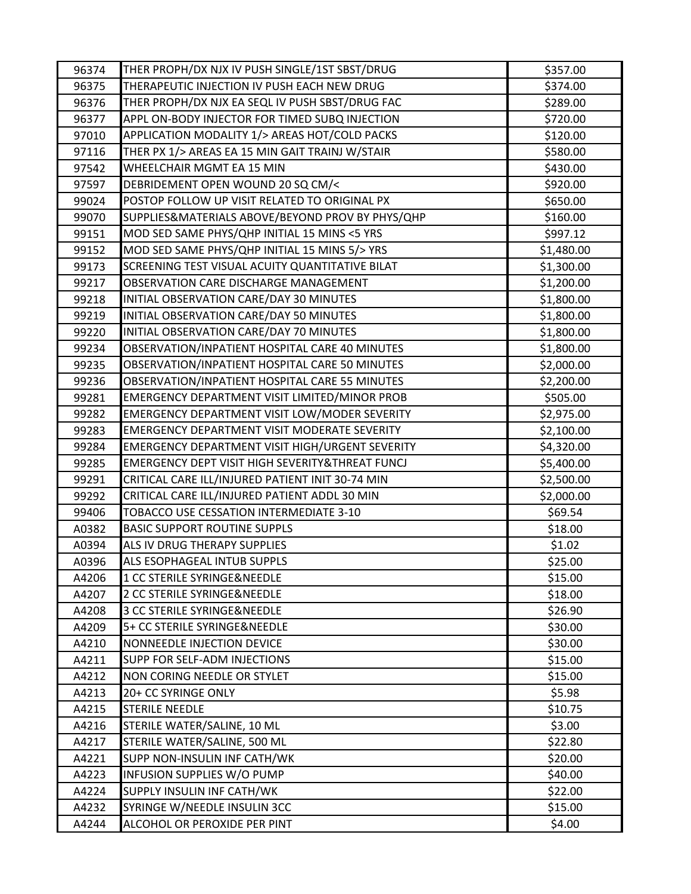| 96374 | THER PROPH/DX NJX IV PUSH SINGLE/1ST SBST/DRUG | $357.00 |
|---|---|---|
| 96375 | THERAPEUTIC INJECTION IV PUSH EACH NEW DRUG | $374.00 |
| 96376 | THER PROPH/DX NJX EA SEQL IV PUSH SBST/DRUG FAC | $289.00 |
| 96377 | APPL ON-BODY INJECTOR FOR TIMED SUBQ INJECTION | $720.00 |
| 97010 | APPLICATION MODALITY 1/> AREAS HOT/COLD PACKS | $120.00 |
| 97116 | THER PX 1/> AREAS EA 15 MIN GAIT TRAINJ W/STAIR | $580.00 |
| 97542 | WHEELCHAIR MGMT EA 15 MIN | $430.00 |
| 97597 | DEBRIDEMENT OPEN WOUND 20 SQ CM/< | $920.00 |
| 99024 | POSTOP FOLLOW UP VISIT RELATED TO ORIGINAL PX | $650.00 |
| 99070 | SUPPLIES&MATERIALS ABOVE/BEYOND PROV BY PHYS/QHP | $160.00 |
| 99151 | MOD SED SAME PHYS/QHP INITIAL 15 MINS <5 YRS | $997.12 |
| 99152 | MOD SED SAME PHYS/QHP INITIAL 15 MINS 5/> YRS | $1,480.00 |
| 99173 | SCREENING TEST VISUAL ACUITY QUANTITATIVE BILAT | $1,300.00 |
| 99217 | OBSERVATION CARE DISCHARGE MANAGEMENT | $1,200.00 |
| 99218 | INITIAL OBSERVATION CARE/DAY 30 MINUTES | $1,800.00 |
| 99219 | INITIAL OBSERVATION CARE/DAY 50 MINUTES | $1,800.00 |
| 99220 | INITIAL OBSERVATION CARE/DAY 70 MINUTES | $1,800.00 |
| 99234 | OBSERVATION/INPATIENT HOSPITAL CARE 40 MINUTES | $1,800.00 |
| 99235 | OBSERVATION/INPATIENT HOSPITAL CARE 50 MINUTES | $2,000.00 |
| 99236 | OBSERVATION/INPATIENT HOSPITAL CARE 55 MINUTES | $2,200.00 |
| 99281 | EMERGENCY DEPARTMENT VISIT LIMITED/MINOR PROB | $505.00 |
| 99282 | EMERGENCY DEPARTMENT VISIT LOW/MODER SEVERITY | $2,975.00 |
| 99283 | EMERGENCY DEPARTMENT VISIT MODERATE SEVERITY | $2,100.00 |
| 99284 | EMERGENCY DEPARTMENT VISIT HIGH/URGENT SEVERITY | $4,320.00 |
| 99285 | EMERGENCY DEPT VISIT HIGH SEVERITY&THREAT FUNCJ | $5,400.00 |
| 99291 | CRITICAL CARE ILL/INJURED PATIENT INIT 30-74 MIN | $2,500.00 |
| 99292 | CRITICAL CARE ILL/INJURED PATIENT ADDL 30 MIN | $2,000.00 |
| 99406 | TOBACCO USE CESSATION INTERMEDIATE 3-10 | $69.54 |
| A0382 | BASIC SUPPORT ROUTINE SUPPLS | $18.00 |
| A0394 | ALS IV DRUG THERAPY SUPPLIES | $1.02 |
| A0396 | ALS ESOPHAGEAL INTUB SUPPLS | $25.00 |
| A4206 | 1 CC STERILE SYRINGE&NEEDLE | $15.00 |
| A4207 | 2 CC STERILE SYRINGE&NEEDLE | $18.00 |
| A4208 | 3 CC STERILE SYRINGE&NEEDLE | $26.90 |
| A4209 | 5+ CC STERILE SYRINGE&NEEDLE | $30.00 |
| A4210 | NONNEEDLE INJECTION DEVICE | $30.00 |
| A4211 | SUPP FOR SELF-ADM INJECTIONS | $15.00 |
| A4212 | NON CORING NEEDLE OR STYLET | $15.00 |
| A4213 | 20+ CC SYRINGE ONLY | $5.98 |
| A4215 | STERILE NEEDLE | $10.75 |
| A4216 | STERILE WATER/SALINE, 10 ML | $3.00 |
| A4217 | STERILE WATER/SALINE, 500 ML | $22.80 |
| A4221 | SUPP NON-INSULIN INF CATH/WK | $20.00 |
| A4223 | INFUSION SUPPLIES W/O PUMP | $40.00 |
| A4224 | SUPPLY INSULIN INF CATH/WK | $22.00 |
| A4232 | SYRINGE W/NEEDLE INSULIN 3CC | $15.00 |
| A4244 | ALCOHOL OR PEROXIDE PER PINT | $4.00 |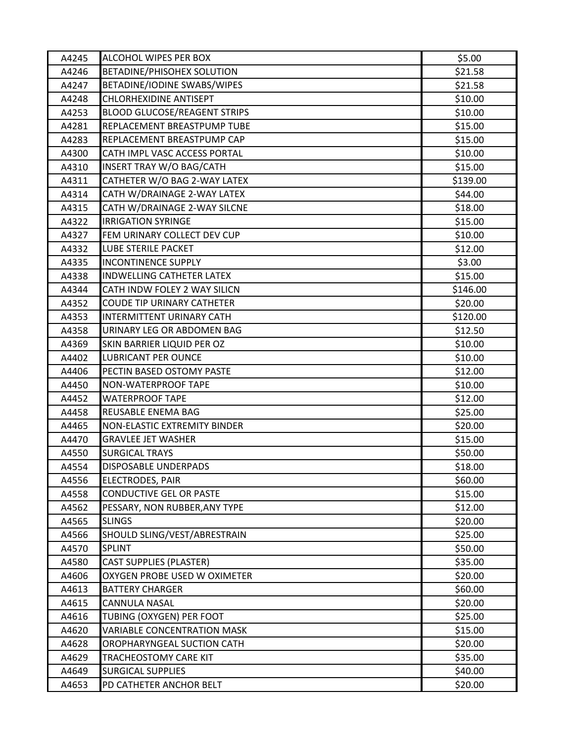| | | |
|---|---|---|
| A4245 | ALCOHOL WIPES PER BOX | $5.00 |
| A4246 | BETADINE/PHISOHEX SOLUTION | $21.58 |
| A4247 | BETADINE/IODINE SWABS/WIPES | $21.58 |
| A4248 | CHLORHEXIDINE ANTISEPT | $10.00 |
| A4253 | BLOOD GLUCOSE/REAGENT STRIPS | $10.00 |
| A4281 | REPLACEMENT BREASTPUMP TUBE | $15.00 |
| A4283 | REPLACEMENT BREASTPUMP CAP | $15.00 |
| A4300 | CATH IMPL VASC ACCESS PORTAL | $10.00 |
| A4310 | INSERT TRAY W/O BAG/CATH | $15.00 |
| A4311 | CATHETER W/O BAG 2-WAY LATEX | $139.00 |
| A4314 | CATH W/DRAINAGE 2-WAY LATEX | $44.00 |
| A4315 | CATH W/DRAINAGE 2-WAY SILCNE | $18.00 |
| A4322 | IRRIGATION SYRINGE | $15.00 |
| A4327 | FEM URINARY COLLECT DEV CUP | $10.00 |
| A4332 | LUBE STERILE PACKET | $12.00 |
| A4335 | INCONTINENCE SUPPLY | $3.00 |
| A4338 | INDWELLING CATHETER LATEX | $15.00 |
| A4344 | CATH INDW FOLEY 2 WAY SILICN | $146.00 |
| A4352 | COUDE TIP URINARY CATHETER | $20.00 |
| A4353 | INTERMITTENT URINARY CATH | $120.00 |
| A4358 | URINARY LEG OR ABDOMEN BAG | $12.50 |
| A4369 | SKIN BARRIER LIQUID PER OZ | $10.00 |
| A4402 | LUBRICANT PER OUNCE | $10.00 |
| A4406 | PECTIN BASED OSTOMY PASTE | $12.00 |
| A4450 | NON-WATERPROOF TAPE | $10.00 |
| A4452 | WATERPROOF TAPE | $12.00 |
| A4458 | REUSABLE ENEMA BAG | $25.00 |
| A4465 | NON-ELASTIC EXTREMITY BINDER | $20.00 |
| A4470 | GRAVLEE JET WASHER | $15.00 |
| A4550 | SURGICAL TRAYS | $50.00 |
| A4554 | DISPOSABLE UNDERPADS | $18.00 |
| A4556 | ELECTRODES, PAIR | $60.00 |
| A4558 | CONDUCTIVE GEL OR PASTE | $15.00 |
| A4562 | PESSARY, NON RUBBER,ANY TYPE | $12.00 |
| A4565 | SLINGS | $20.00 |
| A4566 | SHOULD SLING/VEST/ABRESTRAIN | $25.00 |
| A4570 | SPLINT | $50.00 |
| A4580 | CAST SUPPLIES (PLASTER) | $35.00 |
| A4606 | OXYGEN PROBE USED W OXIMETER | $20.00 |
| A4613 | BATTERY CHARGER | $60.00 |
| A4615 | CANNULA NASAL | $20.00 |
| A4616 | TUBING (OXYGEN) PER FOOT | $25.00 |
| A4620 | VARIABLE CONCENTRATION MASK | $15.00 |
| A4628 | OROPHARYNGEAL SUCTION CATH | $20.00 |
| A4629 | TRACHEOSTOMY CARE KIT | $35.00 |
| A4649 | SURGICAL SUPPLIES | $40.00 |
| A4653 | PD CATHETER ANCHOR BELT | $20.00 |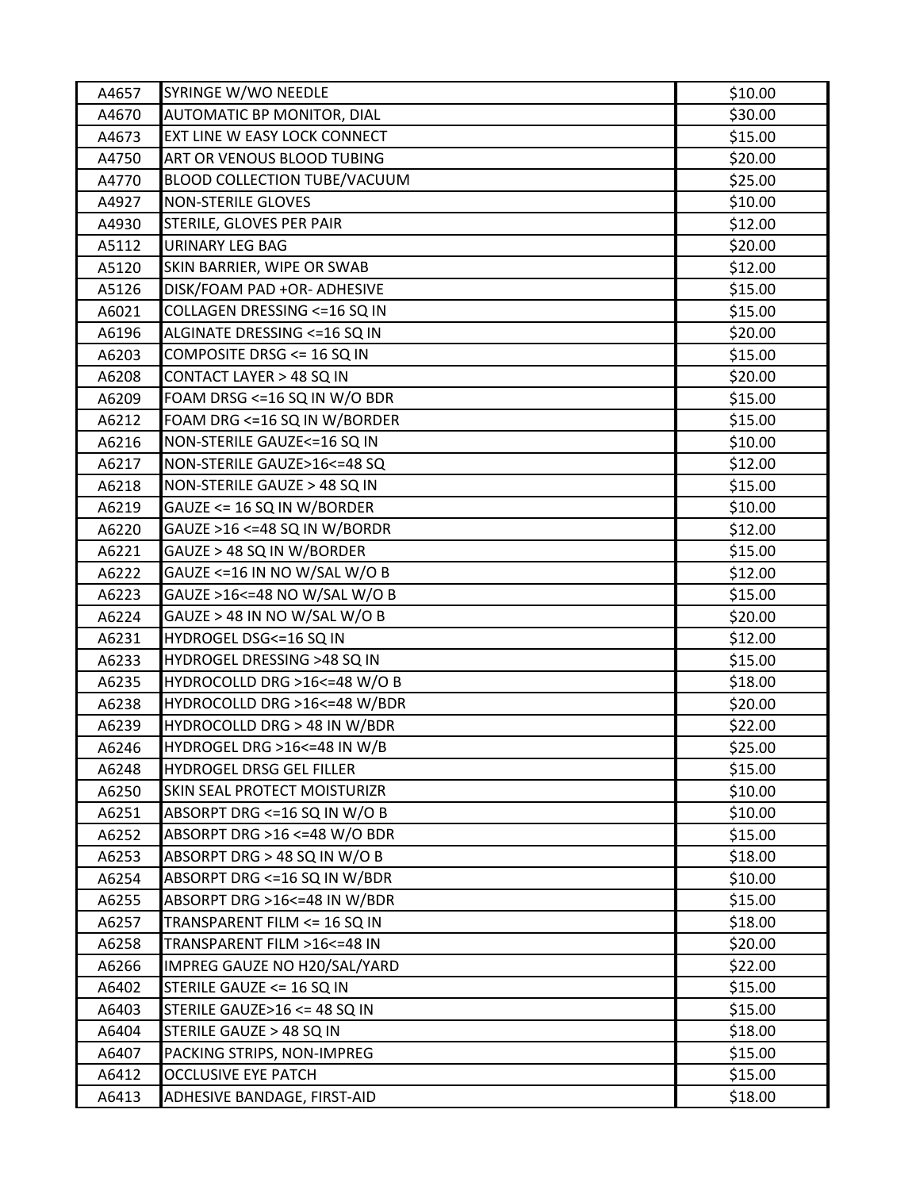| | | |
|---|---|---|
| A4657 | SYRINGE W/WO NEEDLE | $10.00 |
| A4670 | AUTOMATIC BP MONITOR, DIAL | $30.00 |
| A4673 | EXT LINE W EASY LOCK CONNECT | $15.00 |
| A4750 | ART OR VENOUS BLOOD TUBING | $20.00 |
| A4770 | BLOOD COLLECTION TUBE/VACUUM | $25.00 |
| A4927 | NON-STERILE GLOVES | $10.00 |
| A4930 | STERILE, GLOVES PER PAIR | $12.00 |
| A5112 | URINARY LEG BAG | $20.00 |
| A5120 | SKIN BARRIER, WIPE OR SWAB | $12.00 |
| A5126 | DISK/FOAM PAD +OR- ADHESIVE | $15.00 |
| A6021 | COLLAGEN DRESSING <=16 SQ IN | $15.00 |
| A6196 | ALGINATE DRESSING <=16 SQ IN | $20.00 |
| A6203 | COMPOSITE DRSG <= 16 SQ IN | $15.00 |
| A6208 | CONTACT LAYER > 48 SQ IN | $20.00 |
| A6209 | FOAM DRSG <=16 SQ IN W/O BDR | $15.00 |
| A6212 | FOAM DRG <=16 SQ IN W/BORDER | $15.00 |
| A6216 | NON-STERILE GAUZE<=16 SQ IN | $10.00 |
| A6217 | NON-STERILE GAUZE>16<=48 SQ | $12.00 |
| A6218 | NON-STERILE GAUZE > 48 SQ IN | $15.00 |
| A6219 | GAUZE <= 16 SQ IN W/BORDER | $10.00 |
| A6220 | GAUZE >16 <=48 SQ IN W/BORDR | $12.00 |
| A6221 | GAUZE > 48 SQ IN W/BORDER | $15.00 |
| A6222 | GAUZE <=16 IN NO W/SAL W/O B | $12.00 |
| A6223 | GAUZE >16<=48 NO W/SAL W/O B | $15.00 |
| A6224 | GAUZE > 48 IN NO W/SAL W/O B | $20.00 |
| A6231 | HYDROGEL DSG<=16 SQ IN | $12.00 |
| A6233 | HYDROGEL DRESSING >48 SQ IN | $15.00 |
| A6235 | HYDROCOLLD DRG >16<=48 W/O B | $18.00 |
| A6238 | HYDROCOLLD DRG >16<=48 W/BDR | $20.00 |
| A6239 | HYDROCOLLD DRG > 48 IN W/BDR | $22.00 |
| A6246 | HYDROGEL DRG >16<=48 IN W/B | $25.00 |
| A6248 | HYDROGEL DRSG GEL FILLER | $15.00 |
| A6250 | SKIN SEAL PROTECT MOISTURIZR | $10.00 |
| A6251 | ABSORPT DRG <=16 SQ IN W/O B | $10.00 |
| A6252 | ABSORPT DRG >16 <=48 W/O BDR | $15.00 |
| A6253 | ABSORPT DRG > 48 SQ IN W/O B | $18.00 |
| A6254 | ABSORPT DRG <=16 SQ IN W/BDR | $10.00 |
| A6255 | ABSORPT DRG >16<=48 IN W/BDR | $15.00 |
| A6257 | TRANSPARENT FILM <= 16 SQ IN | $18.00 |
| A6258 | TRANSPARENT FILM >16<=48 IN | $20.00 |
| A6266 | IMPREG GAUZE NO H20/SAL/YARD | $22.00 |
| A6402 | STERILE GAUZE <= 16 SQ IN | $15.00 |
| A6403 | STERILE GAUZE>16 <= 48 SQ IN | $15.00 |
| A6404 | STERILE GAUZE > 48 SQ IN | $18.00 |
| A6407 | PACKING STRIPS, NON-IMPREG | $15.00 |
| A6412 | OCCLUSIVE EYE PATCH | $15.00 |
| A6413 | ADHESIVE BANDAGE, FIRST-AID | $18.00 |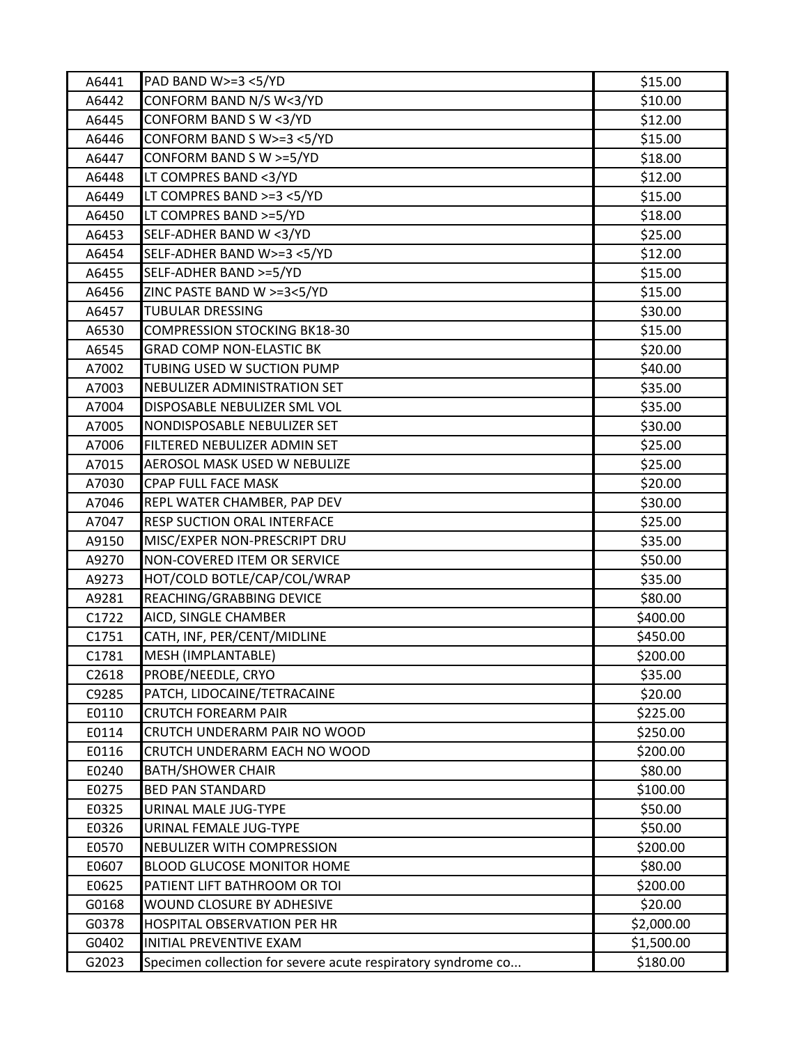| | | |
|---|---|---|
| A6441 | PAD BAND W>=3 <5/YD | $15.00 |
| A6442 | CONFORM BAND N/S W<3/YD | $10.00 |
| A6445 | CONFORM BAND S W <3/YD | $12.00 |
| A6446 | CONFORM BAND S W>=3 <5/YD | $15.00 |
| A6447 | CONFORM BAND S W >=5/YD | $18.00 |
| A6448 | LT COMPRES BAND <3/YD | $12.00 |
| A6449 | LT COMPRES BAND >=3 <5/YD | $15.00 |
| A6450 | LT COMPRES BAND >=5/YD | $18.00 |
| A6453 | SELF-ADHER BAND W <3/YD | $25.00 |
| A6454 | SELF-ADHER BAND W>=3 <5/YD | $12.00 |
| A6455 | SELF-ADHER BAND >=5/YD | $15.00 |
| A6456 | ZINC PASTE BAND W >=3<5/YD | $15.00 |
| A6457 | TUBULAR DRESSING | $30.00 |
| A6530 | COMPRESSION STOCKING BK18-30 | $15.00 |
| A6545 | GRAD COMP NON-ELASTIC BK | $20.00 |
| A7002 | TUBING USED W SUCTION PUMP | $40.00 |
| A7003 | NEBULIZER ADMINISTRATION SET | $35.00 |
| A7004 | DISPOSABLE NEBULIZER SML VOL | $35.00 |
| A7005 | NONDISPOSABLE NEBULIZER SET | $30.00 |
| A7006 | FILTERED NEBULIZER ADMIN SET | $25.00 |
| A7015 | AEROSOL MASK USED W NEBULIZE | $25.00 |
| A7030 | CPAP FULL FACE MASK | $20.00 |
| A7046 | REPL WATER CHAMBER, PAP DEV | $30.00 |
| A7047 | RESP SUCTION ORAL INTERFACE | $25.00 |
| A9150 | MISC/EXPER NON-PRESCRIPT DRU | $35.00 |
| A9270 | NON-COVERED ITEM OR SERVICE | $50.00 |
| A9273 | HOT/COLD BOTLE/CAP/COL/WRAP | $35.00 |
| A9281 | REACHING/GRABBING DEVICE | $80.00 |
| C1722 | AICD, SINGLE CHAMBER | $400.00 |
| C1751 | CATH, INF, PER/CENT/MIDLINE | $450.00 |
| C1781 | MESH (IMPLANTABLE) | $200.00 |
| C2618 | PROBE/NEEDLE, CRYO | $35.00 |
| C9285 | PATCH, LIDOCAINE/TETRACAINE | $20.00 |
| E0110 | CRUTCH FOREARM PAIR | $225.00 |
| E0114 | CRUTCH UNDERARM PAIR NO WOOD | $250.00 |
| E0116 | CRUTCH UNDERARM EACH NO WOOD | $200.00 |
| E0240 | BATH/SHOWER CHAIR | $80.00 |
| E0275 | BED PAN STANDARD | $100.00 |
| E0325 | URINAL MALE JUG-TYPE | $50.00 |
| E0326 | URINAL FEMALE JUG-TYPE | $50.00 |
| E0570 | NEBULIZER WITH COMPRESSION | $200.00 |
| E0607 | BLOOD GLUCOSE MONITOR HOME | $80.00 |
| E0625 | PATIENT LIFT BATHROOM OR TOI | $200.00 |
| G0168 | WOUND CLOSURE BY ADHESIVE | $20.00 |
| G0378 | HOSPITAL OBSERVATION PER HR | $2,000.00 |
| G0402 | INITIAL PREVENTIVE EXAM | $1,500.00 |
| G2023 | Specimen collection for severe acute respiratory syndrome co... | $180.00 |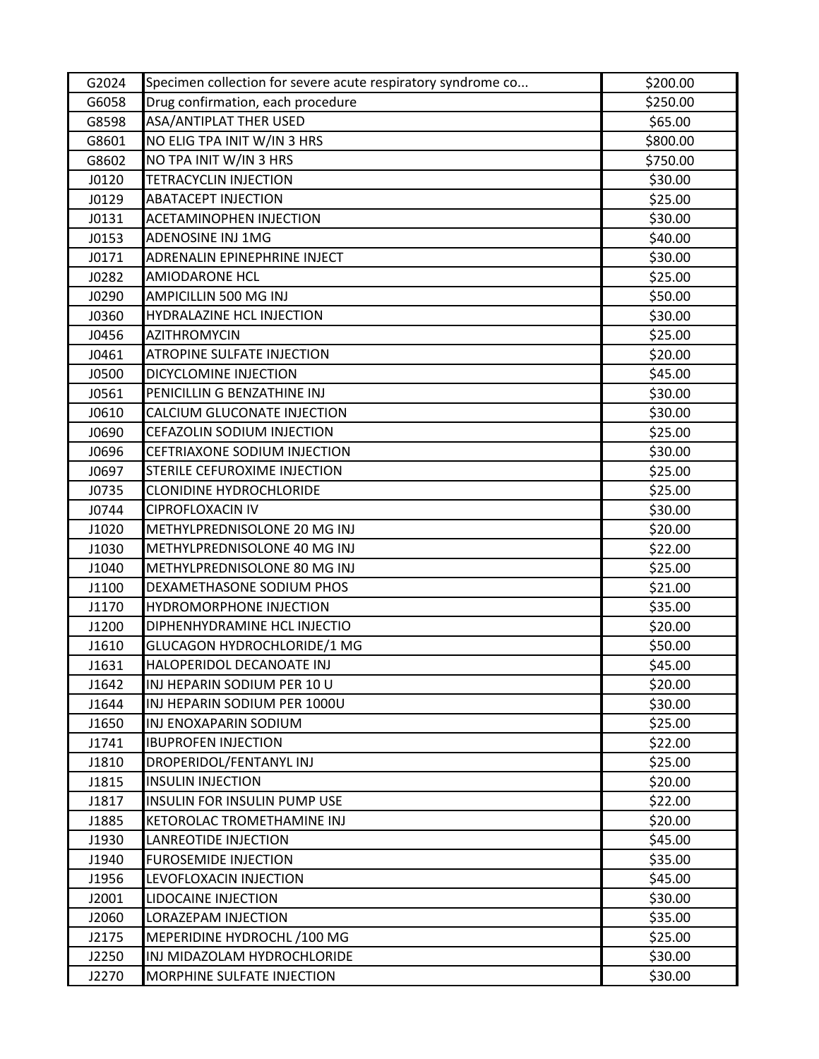| | | |
|---|---|---|
| G2024 | Specimen collection for severe acute respiratory syndrome co... | $200.00 |
| G6058 | Drug confirmation, each procedure | $250.00 |
| G8598 | ASA/ANTIPLAT THER USED | $65.00 |
| G8601 | NO ELIG TPA INIT W/IN 3 HRS | $800.00 |
| G8602 | NO TPA INIT W/IN 3 HRS | $750.00 |
| J0120 | TETRACYCLIN INJECTION | $30.00 |
| J0129 | ABATACEPT INJECTION | $25.00 |
| J0131 | ACETAMINOPHEN INJECTION | $30.00 |
| J0153 | ADENOSINE INJ 1MG | $40.00 |
| J0171 | ADRENALIN EPINEPHRINE INJECT | $30.00 |
| J0282 | AMIODARONE HCL | $25.00 |
| J0290 | AMPICILLIN 500 MG INJ | $50.00 |
| J0360 | HYDRALAZINE HCL INJECTION | $30.00 |
| J0456 | AZITHROMYCIN | $25.00 |
| J0461 | ATROPINE SULFATE INJECTION | $20.00 |
| J0500 | DICYCLOMINE INJECTION | $45.00 |
| J0561 | PENICILLIN G BENZATHINE INJ | $30.00 |
| J0610 | CALCIUM GLUCONATE INJECTION | $30.00 |
| J0690 | CEFAZOLIN SODIUM INJECTION | $25.00 |
| J0696 | CEFTRIAXONE SODIUM INJECTION | $30.00 |
| J0697 | STERILE CEFUROXIME INJECTION | $25.00 |
| J0735 | CLONIDINE HYDROCHLORIDE | $25.00 |
| J0744 | CIPROFLOXACIN IV | $30.00 |
| J1020 | METHYLPREDNISOLONE 20 MG INJ | $20.00 |
| J1030 | METHYLPREDNISOLONE 40 MG INJ | $22.00 |
| J1040 | METHYLPREDNISOLONE 80 MG INJ | $25.00 |
| J1100 | DEXAMETHASONE SODIUM PHOS | $21.00 |
| J1170 | HYDROMORPHONE INJECTION | $35.00 |
| J1200 | DIPHENHYDRAMINE HCL INJECTIO | $20.00 |
| J1610 | GLUCAGON HYDROCHLORIDE/1 MG | $50.00 |
| J1631 | HALOPERIDOL DECANOATE INJ | $45.00 |
| J1642 | INJ HEPARIN SODIUM PER 10 U | $20.00 |
| J1644 | INJ HEPARIN SODIUM PER 1000U | $30.00 |
| J1650 | INJ ENOXAPARIN SODIUM | $25.00 |
| J1741 | IBUPROFEN INJECTION | $22.00 |
| J1810 | DROPERIDOL/FENTANYL INJ | $25.00 |
| J1815 | INSULIN INJECTION | $20.00 |
| J1817 | INSULIN FOR INSULIN PUMP USE | $22.00 |
| J1885 | KETOROLAC TROMETHAMINE INJ | $20.00 |
| J1930 | LANREOTIDE INJECTION | $45.00 |
| J1940 | FUROSEMIDE INJECTION | $35.00 |
| J1956 | LEVOFLOXACIN INJECTION | $45.00 |
| J2001 | LIDOCAINE INJECTION | $30.00 |
| J2060 | LORAZEPAM INJECTION | $35.00 |
| J2175 | MEPERIDINE HYDROCHL /100 MG | $25.00 |
| J2250 | INJ MIDAZOLAM HYDROCHLORIDE | $30.00 |
| J2270 | MORPHINE SULFATE INJECTION | $30.00 |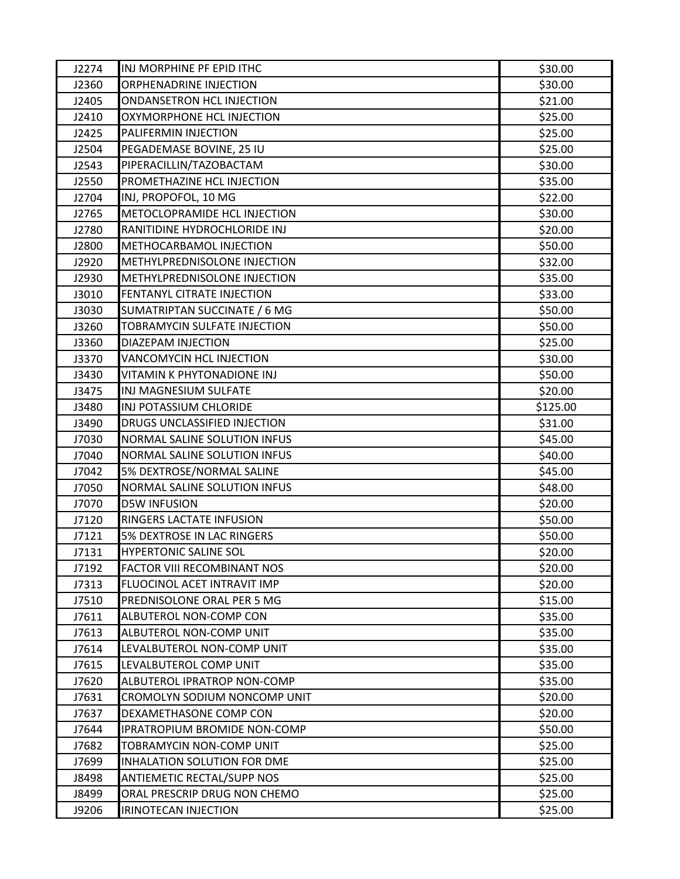| | | |
|---|---|---|
| J2274 | INJ MORPHINE PF EPID ITHC | $30.00 |
| J2360 | ORPHENADRINE INJECTION | $30.00 |
| J2405 | ONDANSETRON HCL INJECTION | $21.00 |
| J2410 | OXYMORPHONE HCL INJECTION | $25.00 |
| J2425 | PALIFERMIN INJECTION | $25.00 |
| J2504 | PEGADEMASE BOVINE, 25 IU | $25.00 |
| J2543 | PIPERACILLIN/TAZOBACTAM | $30.00 |
| J2550 | PROMETHAZINE HCL INJECTION | $35.00 |
| J2704 | INJ, PROPOFOL, 10 MG | $22.00 |
| J2765 | METOCLOPRAMIDE HCL INJECTION | $30.00 |
| J2780 | RANITIDINE HYDROCHLORIDE INJ | $20.00 |
| J2800 | METHOCARBAMOL INJECTION | $50.00 |
| J2920 | METHYLPREDNISOLONE INJECTION | $32.00 |
| J2930 | METHYLPREDNISOLONE INJECTION | $35.00 |
| J3010 | FENTANYL CITRATE INJECTION | $33.00 |
| J3030 | SUMATRIPTAN SUCCINATE / 6 MG | $50.00 |
| J3260 | TOBRAMYCIN SULFATE INJECTION | $50.00 |
| J3360 | DIAZEPAM INJECTION | $25.00 |
| J3370 | VANCOMYCIN HCL INJECTION | $30.00 |
| J3430 | VITAMIN K PHYTONADIONE INJ | $50.00 |
| J3475 | INJ MAGNESIUM SULFATE | $20.00 |
| J3480 | INJ POTASSIUM CHLORIDE | $125.00 |
| J3490 | DRUGS UNCLASSIFIED INJECTION | $31.00 |
| J7030 | NORMAL SALINE SOLUTION INFUS | $45.00 |
| J7040 | NORMAL SALINE SOLUTION INFUS | $40.00 |
| J7042 | 5% DEXTROSE/NORMAL SALINE | $45.00 |
| J7050 | NORMAL SALINE SOLUTION INFUS | $48.00 |
| J7070 | D5W INFUSION | $20.00 |
| J7120 | RINGERS LACTATE INFUSION | $50.00 |
| J7121 | 5% DEXTROSE IN LAC RINGERS | $50.00 |
| J7131 | HYPERTONIC SALINE SOL | $20.00 |
| J7192 | FACTOR VIII RECOMBINANT NOS | $20.00 |
| J7313 | FLUOCINOL ACET INTRAVIT IMP | $20.00 |
| J7510 | PREDNISOLONE ORAL PER 5 MG | $15.00 |
| J7611 | ALBUTEROL NON-COMP CON | $35.00 |
| J7613 | ALBUTEROL NON-COMP UNIT | $35.00 |
| J7614 | LEVALBUTEROL NON-COMP UNIT | $35.00 |
| J7615 | LEVALBUTEROL COMP UNIT | $35.00 |
| J7620 | ALBUTEROL IPRATROP NON-COMP | $35.00 |
| J7631 | CROMOLYN SODIUM NONCOMP UNIT | $20.00 |
| J7637 | DEXAMETHASONE COMP CON | $20.00 |
| J7644 | IPRATROPIUM BROMIDE NON-COMP | $50.00 |
| J7682 | TOBRAMYCIN NON-COMP UNIT | $25.00 |
| J7699 | INHALATION SOLUTION FOR DME | $25.00 |
| J8498 | ANTIEMETIC RECTAL/SUPP NOS | $25.00 |
| J8499 | ORAL PRESCRIP DRUG NON CHEMO | $25.00 |
| J9206 | IRINOTECAN INJECTION | $25.00 |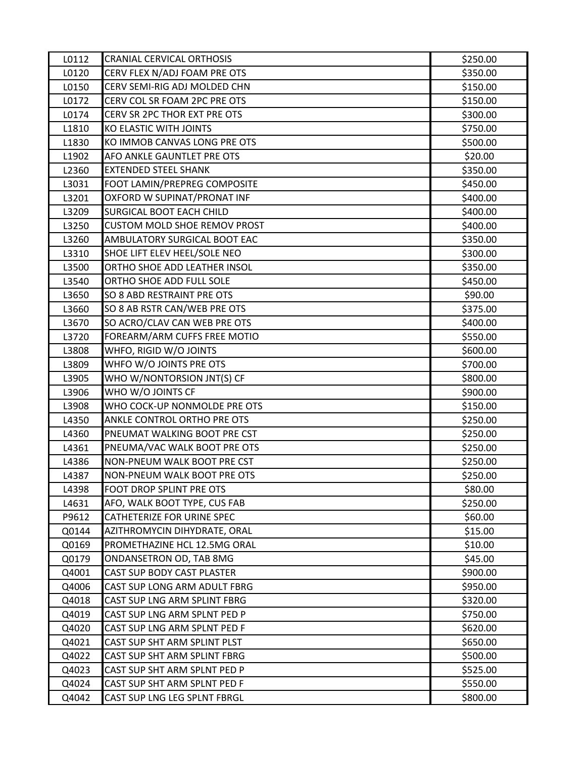| | | |
|---|---|---|
| L0112 | CRANIAL CERVICAL ORTHOSIS | $250.00 |
| L0120 | CERV FLEX N/ADJ FOAM PRE OTS | $350.00 |
| L0150 | CERV SEMI-RIG ADJ MOLDED CHN | $150.00 |
| L0172 | CERV COL SR FOAM 2PC PRE OTS | $150.00 |
| L0174 | CERV SR 2PC THOR EXT PRE OTS | $300.00 |
| L1810 | KO ELASTIC WITH JOINTS | $750.00 |
| L1830 | KO IMMOB CANVAS LONG PRE OTS | $500.00 |
| L1902 | AFO ANKLE GAUNTLET PRE OTS | $20.00 |
| L2360 | EXTENDED STEEL SHANK | $350.00 |
| L3031 | FOOT LAMIN/PREPREG COMPOSITE | $450.00 |
| L3201 | OXFORD W SUPINAT/PRONAT INF | $400.00 |
| L3209 | SURGICAL BOOT EACH CHILD | $400.00 |
| L3250 | CUSTOM MOLD SHOE REMOV PROST | $400.00 |
| L3260 | AMBULATORY SURGICAL BOOT EAC | $350.00 |
| L3310 | SHOE LIFT ELEV HEEL/SOLE NEO | $300.00 |
| L3500 | ORTHO SHOE ADD LEATHER INSOL | $350.00 |
| L3540 | ORTHO SHOE ADD FULL SOLE | $450.00 |
| L3650 | SO 8 ABD RESTRAINT PRE OTS | $90.00 |
| L3660 | SO 8 AB RSTR CAN/WEB PRE OTS | $375.00 |
| L3670 | SO ACRO/CLAV CAN WEB PRE OTS | $400.00 |
| L3720 | FOREARM/ARM CUFFS FREE MOTIO | $550.00 |
| L3808 | WHFO, RIGID W/O JOINTS | $600.00 |
| L3809 | WHFO W/O JOINTS PRE OTS | $700.00 |
| L3905 | WHO W/NONTORSION JNT(S) CF | $800.00 |
| L3906 | WHO W/O JOINTS CF | $900.00 |
| L3908 | WHO COCK-UP NONMOLDE PRE OTS | $150.00 |
| L4350 | ANKLE CONTROL ORTHO PRE OTS | $250.00 |
| L4360 | PNEUMAT WALKING BOOT PRE CST | $250.00 |
| L4361 | PNEUMA/VAC WALK BOOT PRE OTS | $250.00 |
| L4386 | NON-PNEUM WALK BOOT PRE CST | $250.00 |
| L4387 | NON-PNEUM WALK BOOT PRE OTS | $250.00 |
| L4398 | FOOT DROP SPLINT PRE OTS | $80.00 |
| L4631 | AFO, WALK BOOT TYPE, CUS FAB | $250.00 |
| P9612 | CATHETERIZE FOR URINE SPEC | $60.00 |
| Q0144 | AZITHROMYCIN DIHYDRATE, ORAL | $15.00 |
| Q0169 | PROMETHAZINE HCL 12.5MG ORAL | $10.00 |
| Q0179 | ONDANSETRON OD, TAB 8MG | $45.00 |
| Q4001 | CAST SUP BODY CAST PLASTER | $900.00 |
| Q4006 | CAST SUP LONG ARM ADULT FBRG | $950.00 |
| Q4018 | CAST SUP LNG ARM SPLINT FBRG | $320.00 |
| Q4019 | CAST SUP LNG ARM SPLNT PED P | $750.00 |
| Q4020 | CAST SUP LNG ARM SPLNT PED F | $620.00 |
| Q4021 | CAST SUP SHT ARM SPLINT PLST | $650.00 |
| Q4022 | CAST SUP SHT ARM SPLINT FBRG | $500.00 |
| Q4023 | CAST SUP SHT ARM SPLNT PED P | $525.00 |
| Q4024 | CAST SUP SHT ARM SPLNT PED F | $550.00 |
| Q4042 | CAST SUP LNG LEG SPLNT FBRGL | $800.00 |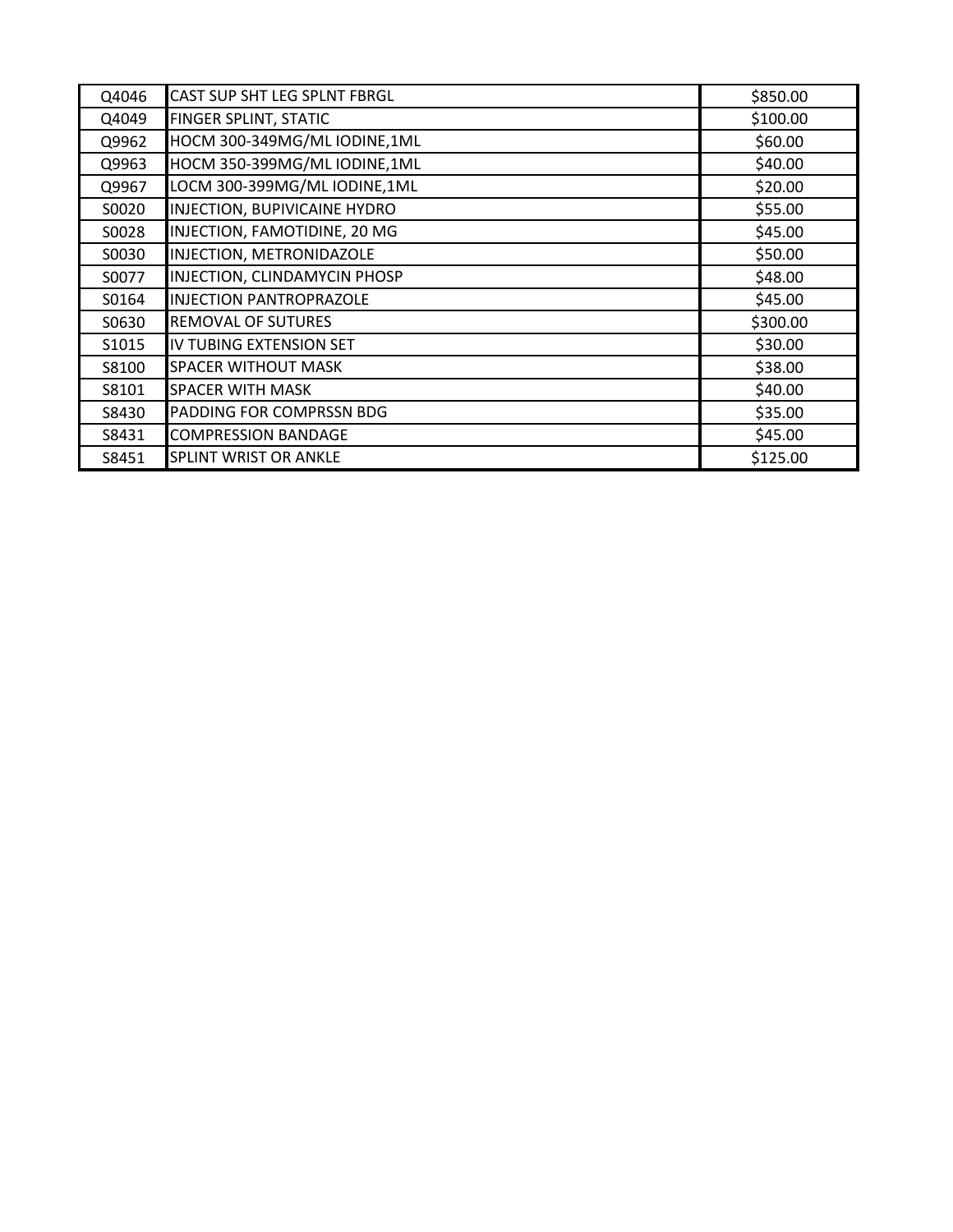| | | |
|---|---|---|
| Q4046 | CAST SUP SHT LEG SPLNT FBRGL | $850.00 |
| Q4049 | FINGER SPLINT, STATIC | $100.00 |
| Q9962 | HOCM 300-349MG/ML IODINE,1ML | $60.00 |
| Q9963 | HOCM 350-399MG/ML IODINE,1ML | $40.00 |
| Q9967 | LOCM 300-399MG/ML IODINE,1ML | $20.00 |
| S0020 | INJECTION, BUPIVICAINE HYDRO | $55.00 |
| S0028 | INJECTION, FAMOTIDINE, 20 MG | $45.00 |
| S0030 | INJECTION, METRONIDAZOLE | $50.00 |
| S0077 | INJECTION, CLINDAMYCIN PHOSP | $48.00 |
| S0164 | INJECTION PANTROPRAZOLE | $45.00 |
| S0630 | REMOVAL OF SUTURES | $300.00 |
| S1015 | IV TUBING EXTENSION SET | $30.00 |
| S8100 | SPACER WITHOUT MASK | $38.00 |
| S8101 | SPACER WITH MASK | $40.00 |
| S8430 | PADDING FOR COMPRSSN BDG | $35.00 |
| S8431 | COMPRESSION BANDAGE | $45.00 |
| S8451 | SPLINT WRIST OR ANKLE | $125.00 |